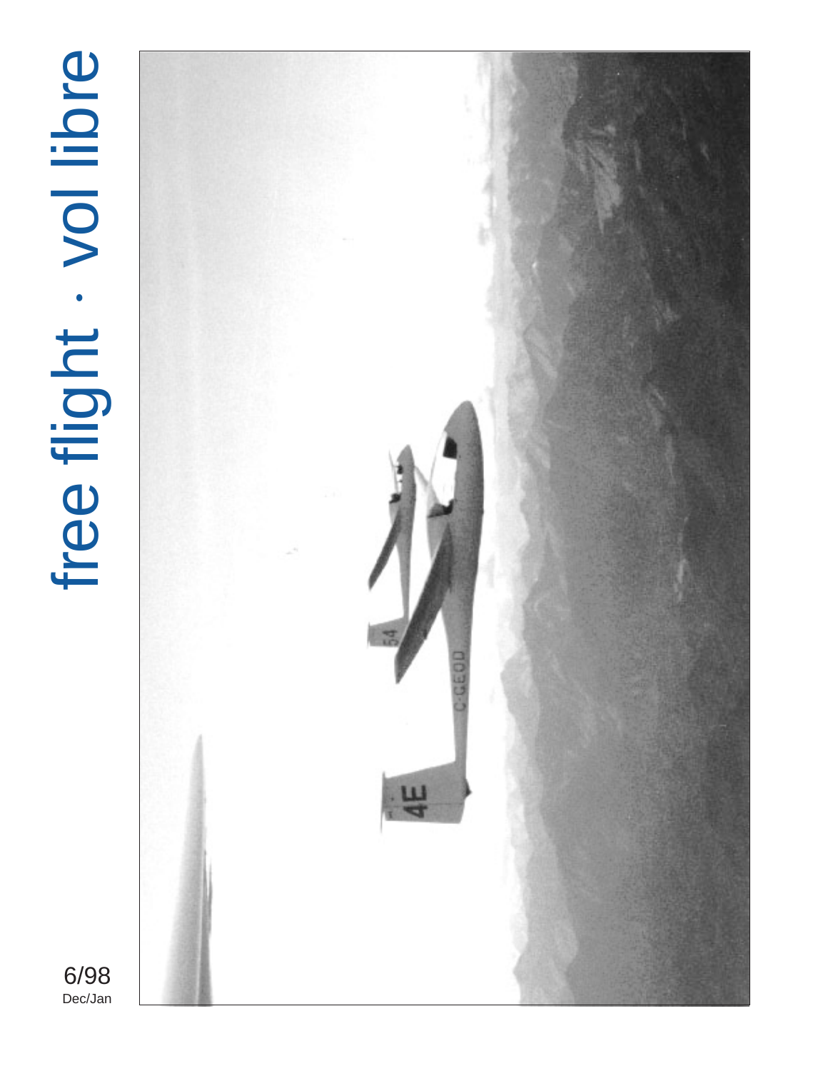# free flight · vol libre

6/98
Dec/Jan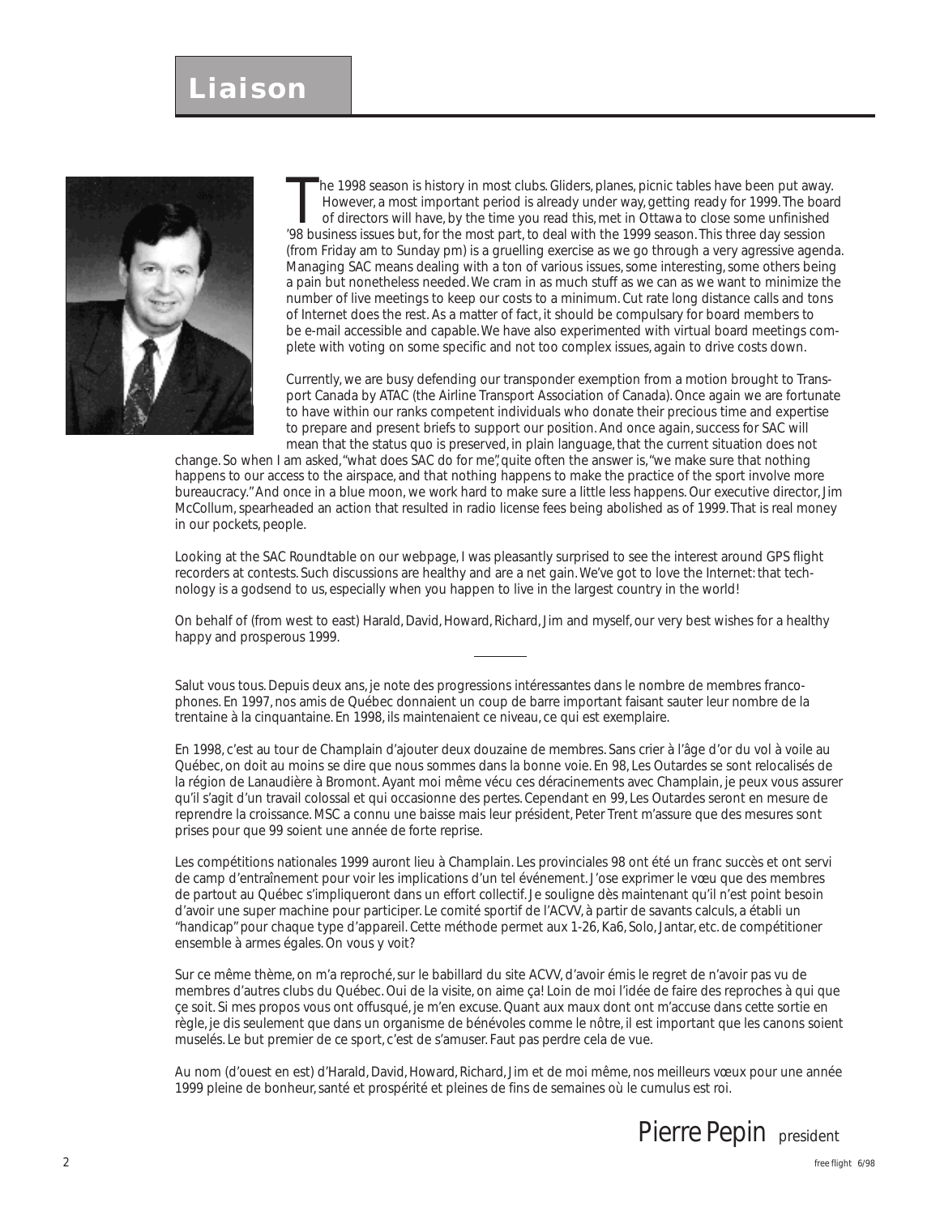# Liaison

The 1998 season is history in most clubs. Gliders, planes, picnic tables have been put away. However, a most important period is already under way, getting ready for 1999. The board of directors will have, by the time you read this, met in Ottawa to close some unfinished '98 business issues but, for the most part, to deal with the 1999 season. This three day session (from Friday am to Sunday pm) is a gruelling exercise as we go through a very agressive agenda. Managing SAC means dealing with a ton of various issues, some interesting, some others being a pain but nonetheless needed. We cram in as much stuff as we can as we want to minimize the number of live meetings to keep our costs to a minimum. Cut rate long distance calls and tons of Internet does the rest. As a matter of fact, it should be compulsary for board members to be e-mail accessible and capable. We have also experimented with virtual board meetings complete with voting on some specific and not too complex issues, again to drive costs down.

Currently, we are busy defending our transponder exemption from a motion brought to Transport Canada by ATAC (the Airline Transport Association of Canada). Once again we are fortunate to have within our ranks competent individuals who donate their precious time and expertise to prepare and present briefs to support our position. And once again, success for SAC will mean that the status quo is preserved, in plain language, that the current situation does not change. So when I am asked, "what does SAC do for me", quite often the answer is, "we make sure that nothing happens to our access to the airspace, and that nothing happens to make the practice of the sport involve more bureaucracy." And once in a blue moon, we work hard to make sure a little less happens. Our executive director, Jim McCollum, spearheaded an action that resulted in radio license fees being abolished as of 1999. That is real money in our pockets, people.

Looking at the SAC Roundtable on our webpage, I was pleasantly surprised to see the interest around GPS flight recorders at contests. Such discussions are healthy and are a net gain. We've got to love the Internet: that technology is a godsend to us, especially when you happen to live in the largest country in the world!

On behalf of (from west to east) Harald, David, Howard, Richard, Jim and myself, our very best wishes for a healthy happy and prosperous 1999.

---

Salut vous tous. Depuis deux ans, je note des progressions intéressantes dans le nombre de membres francophones. En 1997, nos amis de Québec donnaient un coup de barre important faisant sauter leur nombre de la trentaine à la cinquantaine. En 1998, ils maintenaient ce niveau, ce qui est exemplaire.

En 1998, c'est au tour de Champlain d'ajouter deux douzaine de membres. Sans crier à l'âge d'or du vol à voile au Québec, on doit au moins se dire que nous sommes dans la bonne voie. En 98, Les Outardes se sont relocalisés de la région de Lanaudière à Bromont. Ayant moi même vécu ces déracinements avec Champlain, je peux vous assurer qu'il s'agit d'un travail colossal et qui occasionne des pertes. Cependant en 99, Les Outardes seront en mesure de reprendre la croissance. MSC a connu une baisse mais leur président, Peter Trent m'assure que des mesures sont prises pour que 99 soient une année de forte reprise.

Les compétitions nationales 1999 auront lieu à Champlain. Les provinciales 98 ont été un franc succès et ont servi de camp d'entraînement pour voir les implications d'un tel événement. J'ose exprimer le vœu que des membres de partout au Québec s'impliqueront dans un effort collectif. Je souligne dès maintenant qu'il n'est point besoin d'avoir une super machine pour participer. Le comité sportif de l'ACVV, à partir de savants calculs, a établi un "handicap" pour chaque type d'appareil. Cette méthode permet aux 1-26, Ka6, Solo, Jantar, etc. de compétitioner ensemble à armes égales. On vous y voit?

Sur ce même thème, on m'a reproché, sur le babillard du site ACVV, d'avoir émis le regret de n'avoir pas vu de membres d'autres clubs du Québec. Oui de la visite, on aime ça! Loin de moi l'idée de faire des reproches à qui que çe soit. Si mes propos vous ont offusqué, je m'en excuse. Quant aux maux dont ont m'accuse dans cette sortie en règle, je dis seulement que dans un organisme de bénévoles comme le nôtre, il est important que les canons soient muselés. Le but premier de ce sport, c'est de s'amuser. Faut pas perdre cela de vue.

Au nom (d'ouest en est) d'Harald, David, Howard, Richard, Jim et de moi même, nos meilleurs vœux pour une année 1999 pleine de bonheur, santé et prospérité et pleines de fins de semaines où le cumulus est roi.

Pierre Pepin president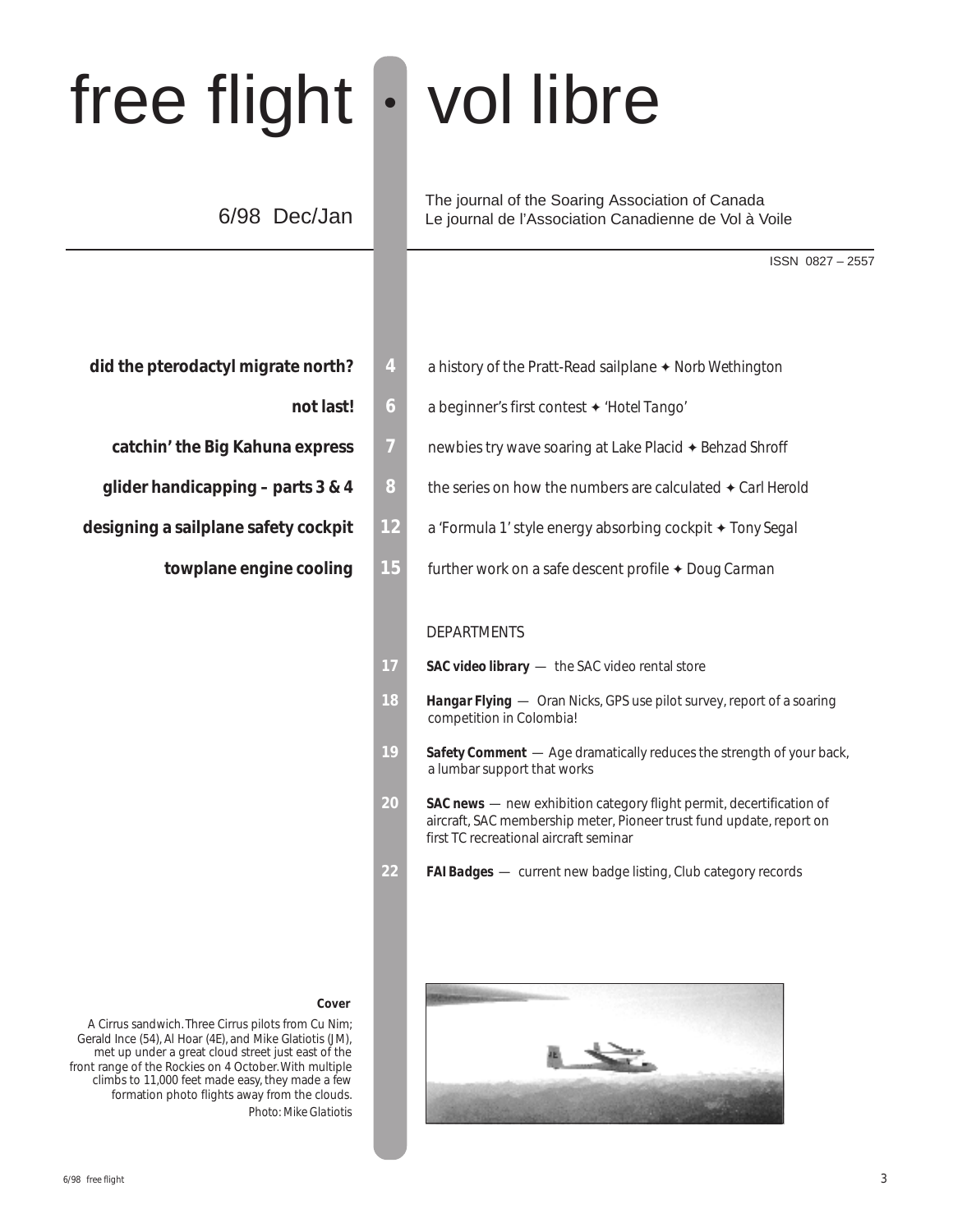# free flight • vol libre

6/98 Dec/Jan

The journal of the Soaring Association of Canada
Le journal de l'Association Canadienne de Vol à Voile

ISSN 0827 – 2557

**did the pterodactyl migrate north?** — 4 — a history of the Pratt-Read sailplane ✦ *Norb Wethington*

**not last!** — 6 — a beginner's first contest ✦ *'Hotel Tango'*

**catchin' the Big Kahuna express** — 7 — newbies try wave soaring at Lake Placid ✦ *Behzad Shroff*

**glider handicapping – parts 3 & 4** — 8 — the series on how the numbers are calculated ✦ *Carl Herold*

**designing a sailplane safety cockpit** — 12 — a 'Formula 1' style energy absorbing cockpit ✦ *Tony Segal*

**towplane engine cooling** — 15 — further work on a safe descent profile ✦ *Doug Carman*

## DEPARTMENTS

17 — ***SAC video library*** — the SAC video rental store

18 — ***Hangar Flying*** — Oran Nicks, GPS use pilot survey, report of a soaring competition in Colombia!

19 — ***Safety Comment*** — Age dramatically reduces the strength of your back, a lumbar support that works

20 — ***SAC news*** — new exhibition category flight permit, decertification of aircraft, SAC membership meter, Pioneer trust fund update, report on first TC recreational aircraft seminar

22 — ***FAI Badges*** — current new badge listing, Club category records

**Cover**

A Cirrus sandwich. Three Cirrus pilots from Cu Nim; Gerald Ince (54), Al Hoar (4E), and Mike Glatiotis (JM), met up under a great cloud street just east of the front range of the Rockies on 4 October. With multiple climbs to 11,000 feet made easy, they made a few formation photo flights away from the clouds.

*Photo: Mike Glatiotis*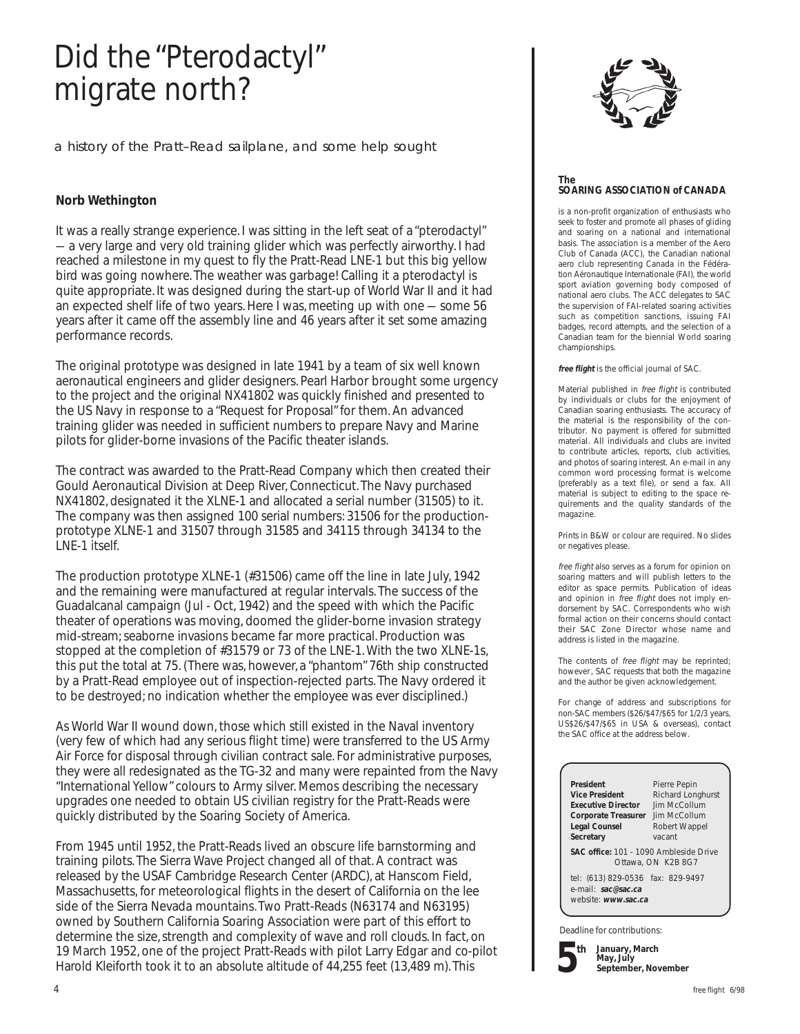# Did the "Pterodactyl" migrate north?

*a history of the Pratt–Read sailplane, and some help sought*

**Norb Wethington**

It was a really strange experience. I was sitting in the left seat of a "pterodactyl" — a very large and very old training glider which was perfectly airworthy. I had reached a milestone in my quest to fly the Pratt-Read LNE-1 but this big yellow bird was going nowhere. The weather was garbage! Calling it a pterodactyl is quite appropriate. It was designed during the start-up of World War II and it had an expected shelf life of two years. Here I was, meeting up with one — some 56 years after it came off the assembly line and 46 years after it set some amazing performance records.

The original prototype was designed in late 1941 by a team of six well known aeronautical engineers and glider designers. Pearl Harbor brought some urgency to the project and the original NX41802 was quickly finished and presented to the US Navy in response to a "Request for Proposal" for them. An advanced training glider was needed in sufficient numbers to prepare Navy and Marine pilots for glider-borne invasions of the Pacific theater islands.

The contract was awarded to the Pratt-Read Company which then created their Gould Aeronautical Division at Deep River, Connecticut. The Navy purchased NX41802, designated it the XLNE-1 and allocated a serial number (31505) to it. The company was then assigned 100 serial numbers: 31506 for the production-prototype XLNE-1 and 31507 through 31585 and 34115 through 34134 to the LNE-1 itself.

The production prototype XLNE-1 (#31506) came off the line in late July, 1942 and the remaining were manufactured at regular intervals. The success of the Guadalcanal campaign (Jul - Oct, 1942) and the speed with which the Pacific theater of operations was moving, doomed the glider-borne invasion strategy mid-stream; seaborne invasions became far more practical. Production was stopped at the completion of #31579 or 73 of the LNE-1. With the two XLNE-1s, this put the total at 75. (There was, however, a "phantom" 76th ship constructed by a Pratt-Read employee out of inspection-rejected parts. The Navy ordered it to be destroyed; no indication whether the employee was ever disciplined.)

As World War II wound down, those which still existed in the Naval inventory (very few of which had any serious flight time) were transferred to the US Army Air Force for disposal through civilian contract sale. For administrative purposes, they were all redesignated as the TG-32 and many were repainted from the Navy "International Yellow" colours to Army silver. Memos describing the necessary upgrades one needed to obtain US civilian registry for the Pratt-Reads were quickly distributed by the Soaring Society of America.

From 1945 until 1952, the Pratt-Reads lived an obscure life barnstorming and training pilots. The Sierra Wave Project changed all of that. A contract was released by the USAF Cambridge Research Center (ARDC), at Hanscom Field, Massachusetts, for meteorological flights in the desert of California on the lee side of the Sierra Nevada mountains. Two Pratt-Reads (N63174 and N63195) owned by Southern California Soaring Association were part of this effort to determine the size, strength and complexity of wave and roll clouds. In fact, on 19 March 1952, one of the project Pratt-Reads with pilot Larry Edgar and co-pilot Harold Kleiforth took it to an absolute altitude of 44,255 feet (13,489 m). This

---

**The SOARING ASSOCIATION of CANADA**

is a non-profit organization of enthusiasts who seek to foster and promote all phases of gliding and soaring on a national and international basis. The association is a member of the Aero Club of Canada (ACC), the Canadian national aero club representing Canada in the Fédération Aéronautique Internationale (FAI), the world sport aviation governing body composed of national aero clubs. The ACC delegates to SAC the supervision of FAI-related soaring activities such as competition sanctions, issuing FAI badges, record attempts, and the selection of a Canadian team for the biennial World soaring championships.

***free flight*** is the official journal of SAC.

Material published in *free flight* is contributed by individuals or clubs for the enjoyment of Canadian soaring enthusiasts. The accuracy of the material is the responsibility of the contributor. No payment is offered for submitted material. All individuals and clubs are invited to contribute articles, reports, club activities, and photos of soaring interest. An e-mail in any common word processing format is welcome (preferably as a text file), or send a fax. All material is subject to editing to the space requirements and the quality standards of the magazine.

Prints in B&W or colour are required. No slides or negatives please.

*free flight* also serves as a forum for opinion on soaring matters and will publish letters to the editor as space permits. Publication of ideas and opinion in *free flight* does not imply endorsement by SAC. Correspondents who wish formal action on their concerns should contact their SAC Zone Director whose name and address is listed in the magazine.

The contents of *free flight* may be reprinted; however, SAC requests that both the magazine and the author be given acknowledgement.

For change of address and subscriptions for non-SAC members ($26/$47/$65 for 1/2/3 years, US$26/$47/$65 in USA & overseas), contact the SAC office at the address below.

| | |
|---|---|
| **President** | Pierre Pepin |
| **Vice President** | Richard Longhurst |
| **Executive Director** | Jim McCollum |
| **Corporate Treasurer** | Jim McCollum |
| **Legal Counsel** | Robert Wappel |
| **Secretary** | vacant |

**SAC office:** 101 – 1090 Ambleside Drive
Ottawa, ON K2B 8G7

tel: (613) 829-0536 fax: 829-9497
e-mail: **sac@sac.ca**
website: **www.sac.ca**

Deadline for contributions:

**5th** — **January, March, May, July, September, November**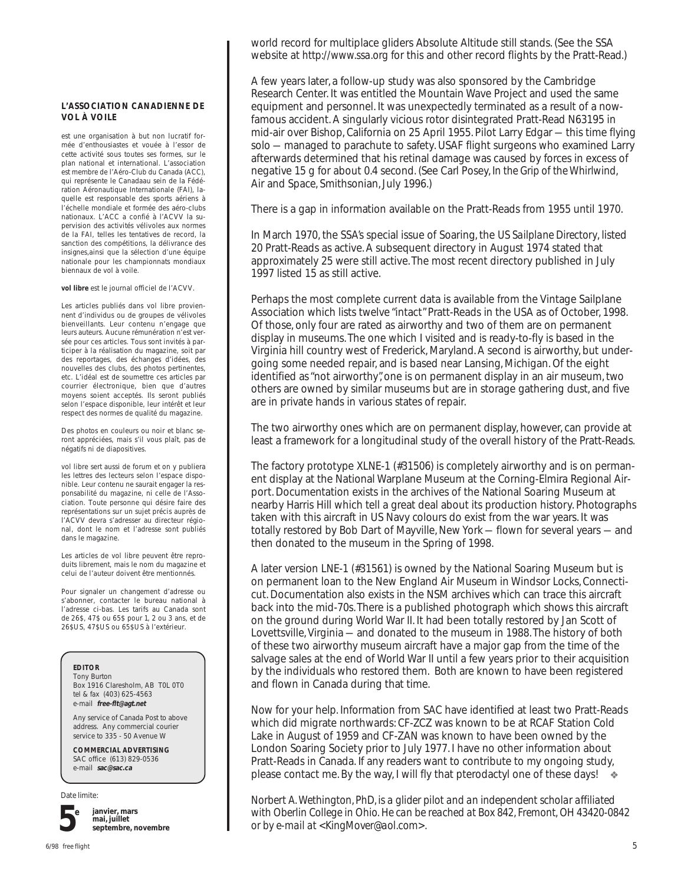world record for multiplace gliders Absolute Altitude still stands. (See the SSA website at http://www.ssa.org for this and other record flights by the Pratt-Read.)

A few years later, a follow-up study was also sponsored by the Cambridge Research Center. It was entitled the Mountain Wave Project and used the same equipment and personnel. It was unexpectedly terminated as a result of a now-famous accident. A singularly vicious rotor disintegrated Pratt-Read N63195 in mid-air over Bishop, California on 25 April 1955. Pilot Larry Edgar — this time flying solo — managed to parachute to safety. USAF flight surgeons who examined Larry afterwards determined that his retinal damage was caused by forces in excess of negative 15 g for about 0.4 second. (See Carl Posey, *In the Grip of the Whirlwind*, Air and Space, Smithsonian, July 1996.)

There is a gap in information available on the Pratt-Reads from 1955 until 1970.

In March 1970, the SSA's special issue of Soaring, the *US Sailplane Directory*, listed 20 Pratt-Reads as active. A subsequent directory in August 1974 stated that approximately 25 were still active. The most recent directory published in July 1997 listed 15 as still active.

Perhaps the most complete current data is available from the Vintage Sailplane Association which lists twelve "intact" Pratt-Reads in the USA as of October, 1998. Of those, only four are rated as airworthy and two of them are on permanent display in museums. The one which I visited and is ready-to-fly is based in the Virginia hill country west of Frederick, Maryland. A second is airworthy, but undergoing some needed repair, and is based near Lansing, Michigan. Of the eight identified as "not airworthy", one is on permanent display in an air museum, two others are owned by similar museums but are in storage gathering dust, and five are in private hands in various states of repair.

The two airworthy ones which are on permanent display, however, can provide at least a framework for a longitudinal study of the overall history of the Pratt-Reads.

The factory prototype XLNE-1 (#31506) is completely airworthy and is on permanent display at the National Warplane Museum at the Corning-Elmira Regional Airport. Documentation exists in the archives of the National Soaring Museum at nearby Harris Hill which tell a great deal about its production history. Photographs taken with this aircraft in US Navy colours do exist from the war years. It was totally restored by Bob Dart of Mayville, New York — flown for several years — and then donated to the museum in the Spring of 1998.

A later version LNE-1 (#31561) is owned by the National Soaring Museum but is on permanent loan to the New England Air Museum in Windsor Locks, Connecticut. Documentation also exists in the NSM archives which can trace this aircraft back into the mid-70s. There is a published photograph which shows this aircraft on the ground during World War II. It had been totally restored by Jan Scott of Lovettsville, Virginia — and donated to the museum in 1988. The history of both of these two airworthy museum aircraft have a major gap from the time of the salvage sales at the end of World War II until a few years prior to their acquisition by the individuals who restored them. Both are known to have been registered and flown in Canada during that time.

Now for your help. Information from SAC have identified at least two Pratt-Reads which did migrate northwards: CF-ZCZ was known to be at RCAF Station Cold Lake in August of 1959 and CF-ZAN was known to have been owned by the London Soaring Society prior to July 1977. I have no other information about Pratt-Reads in Canada. If any readers want to contribute to my ongoing study, please contact me. By the way, I will fly that pterodactyl one of these days! ❖

*Norbert A. Wethington, PhD, is a glider pilot and an independent scholar affiliated with Oberlin College in Ohio. He can be reached at Box 842, Fremont, OH 43420-0842 or by e-mail at <KingMover@aol.com>.*

---

**L'ASSOCIATION CANADIENNE DE VOL À VOILE**

est une organisation à but non lucratif formée d'enthousiastes et vouée à l'essor de cette activité sous toutes ses formes, sur le plan national et international. L'association est membre de l'Aéro-Club du Canada (ACC), qui représente le Canadaau sein de la Fédération Aéronautique Internationale (FAI), laquelle est responsable des sports aériens à l'échelle mondiale et formée des aéro-clubs nationaux. L'ACC a confié à l'ACVV la supervision des activités vélivoles aux normes de la FAI, telles les tentatives de record, la sanction des compétitions, la délivrance des insignes,ainsi que la sélection d'une équipe nationale pour les championnats mondiaux biennaux de vol à voile.

**vol libre** est le journal officiel de l'ACVV.

Les articles publiés dans vol libre proviennent d'individus ou de groupes de vélivoles bienveillants. Leur contenu n'engage que leurs auteurs. Aucune rémunération n'est versée pour ces articles. Tous sont invités à participer à la réalisation du magazine, soit par des reportages, des échanges d'idées, des nouvelles des clubs, des photos pertinentes, etc. L'idéal est de soumettre ces articles par courrier électronique, bien que d'autres moyens soient acceptés. Ils seront publiés selon l'espace disponible, leur intérêt et leur respect des normes de qualité du magazine.

Des photos en couleurs ou noir et blanc seront appréciées, mais s'il vous plaît, pas de négatifs ni de diapositives.

vol libre sert aussi de forum et on y publiera les lettres des lecteurs selon l'espace disponible. Leur contenu ne saurait engager la responsabilité du magazine, ni celle de l'Association. Toute personne qui désire faire des représentations sur un sujet précis auprès de l'ACVV devra s'adresser au directeur régional, dont le nom et l'adresse sont publiés dans le magazine.

Les articles de vol libre peuvent être reproduits librement, mais le nom du magazine et celui de l'auteur doivent être mentionnés.

Pour signaler un changement d'adresse ou s'abonner, contacter le bureau national à l'adresse ci-bas. Les tarifs au Canada sont de 26$, 47$ ou 65$ pour 1, 2 ou 3 ans, et de 26$US, 47$US ou 65$US à l'extérieur.

**EDITOR**
Tony Burton
Box 1916 Claresholm, AB T0L 0T0
tel & fax (403) 625-4563
e-mail **free-flt@agt.net**

Any service of Canada Post to above address. Any commercial courier service to 335 - 50 Avenue W

**COMMERCIAL ADVERTISING**
SAC office (613) 829-0536
e-mail **sac@sac.ca**

Date limite:

**5e** **janvier, mars mai, juillet septembre, novembre**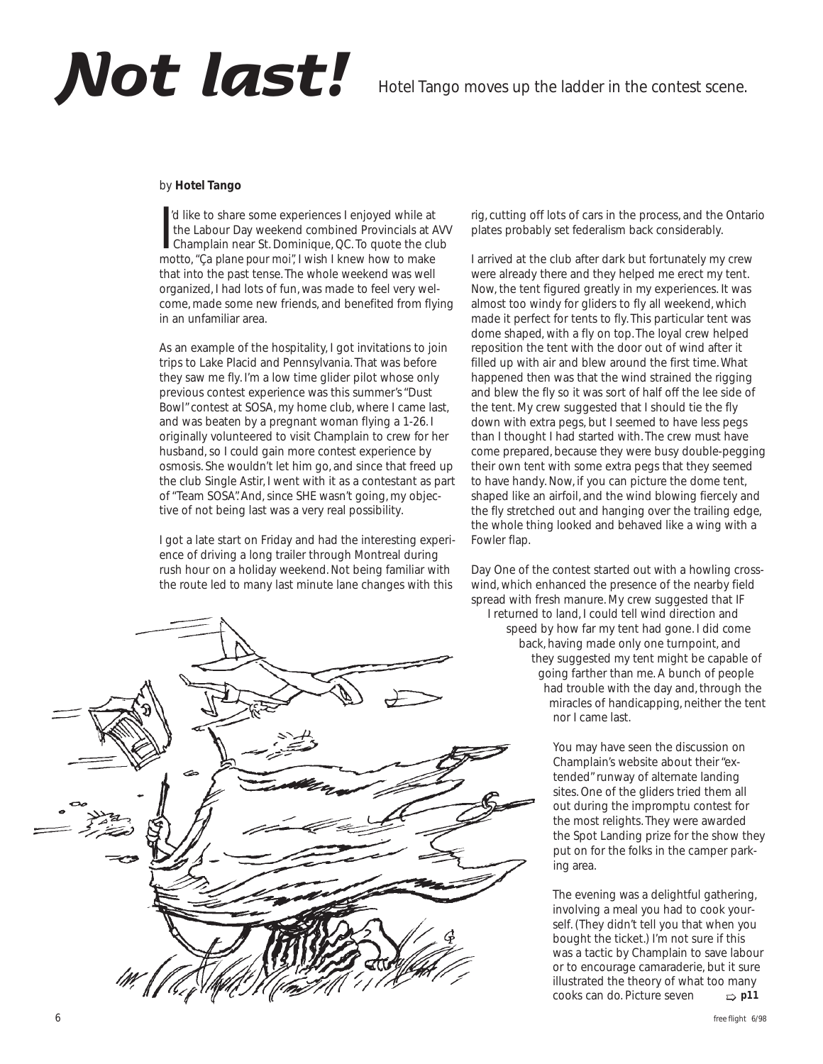# Not last!

Hotel Tango moves up the ladder in the contest scene.

by **Hotel Tango**

I'd like to share some experiences I enjoyed while at the Labour Day weekend combined Provincials at AVV Champlain near St. Dominique, QC. To quote the club motto, "*Ça plane pour moi*", I wish I knew how to make that into the past tense. The whole weekend was well organized, I had lots of fun, was made to feel very welcome, made some new friends, and benefited from flying in an unfamiliar area.

As an example of the hospitality, I got invitations to join trips to Lake Placid and Pennsylvania. That was before they saw me fly. I'm a low time glider pilot whose only previous contest experience was this summer's "Dust Bowl" contest at SOSA, my home club, where I came last, and was beaten by a pregnant woman flying a 1-26. I originally volunteered to visit Champlain to crew for her husband, so I could gain more contest experience by osmosis. She wouldn't let him go, and since that freed up the club Single Astir, I went with it as a contestant as part of "Team SOSA". And, since SHE wasn't going, my objective of not being last was a very real possibility.

I got a late start on Friday and had the interesting experience of driving a long trailer through Montreal during rush hour on a holiday weekend. Not being familiar with the route led to many last minute lane changes with this rig, cutting off lots of cars in the process, and the Ontario plates probably set federalism back considerably.

I arrived at the club after dark but fortunately my crew were already there and they helped me erect my tent. Now, the tent figured greatly in my experiences. It was almost too windy for gliders to fly all weekend, which made it perfect for tents to fly. This particular tent was dome shaped, with a fly on top. The loyal crew helped reposition the tent with the door out of wind after it filled up with air and blew around the first time. What happened then was that the wind strained the rigging and blew the fly so it was sort of half off the lee side of the tent. My crew suggested that I should tie the fly down with extra pegs, but I seemed to have less pegs than I thought I had started with. The crew must have come prepared, because they were busy double-pegging their own tent with some extra pegs that they seemed to have handy. Now, if you can picture the dome tent, shaped like an airfoil, and the wind blowing fiercely and the fly stretched out and hanging over the trailing edge, the whole thing looked and behaved like a wing with a Fowler flap.

Day One of the contest started out with a howling crosswind, which enhanced the presence of the nearby field spread with fresh manure. My crew suggested that IF I returned to land, I could tell wind direction and speed by how far my tent had gone. I did come back, having made only one turnpoint, and they suggested my tent might be capable of going farther than me. A bunch of people had trouble with the day and, through the miracles of handicapping, neither the tent nor I came last.

You may have seen the discussion on Champlain's website about their "extended" runway of alternate landing sites. One of the gliders tried them all out during the impromptu contest for the most relights. They were awarded the Spot Landing prize for the show they put on for the folks in the camper parking area.

The evening was a delightful gathering, involving a meal you had to cook yourself. (They didn't tell you that when you bought the ticket.) I'm not sure if this was a tactic by Champlain to save labour or to encourage camaraderie, but it sure illustrated the theory of what too many cooks can do. Picture seven ⇨ **p11**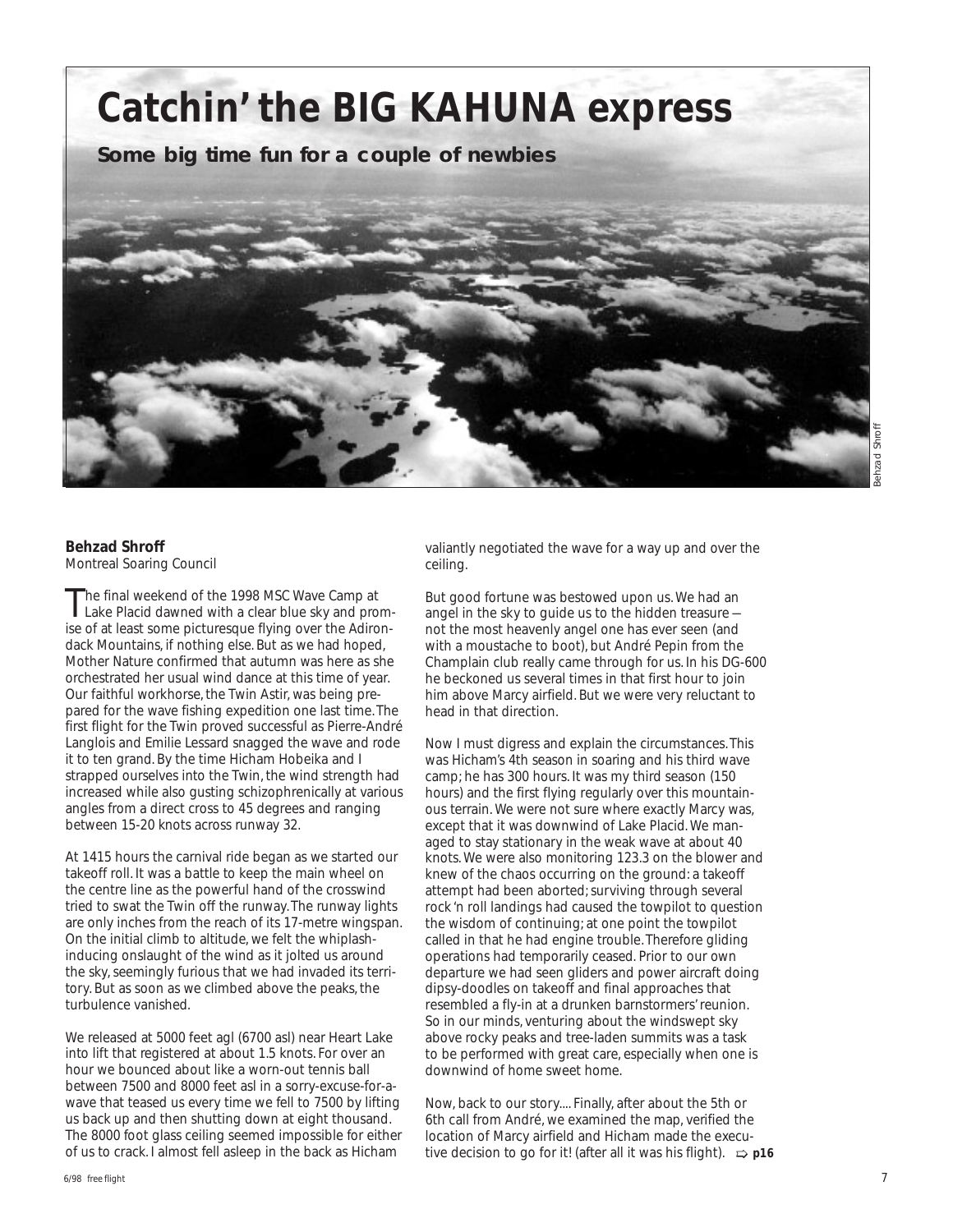# Catchin' the BIG KAHUNA express

## Some big time fun for a couple of newbies

Behzad Shroff

**Behzad Shroff**
Montreal Soaring Council

The final weekend of the 1998 MSC Wave Camp at Lake Placid dawned with a clear blue sky and promise of at least some picturesque flying over the Adirondack Mountains, if nothing else. But as we had hoped, Mother Nature confirmed that autumn was here as she orchestrated her usual wind dance at this time of year. Our faithful workhorse, the Twin Astir, was being prepared for the wave fishing expedition one last time. The first flight for the Twin proved successful as Pierre-André Langlois and Emilie Lessard snagged the wave and rode it to ten grand. By the time Hicham Hobeika and I strapped ourselves into the Twin, the wind strength had increased while also gusting schizophrenically at various angles from a direct cross to 45 degrees and ranging between 15-20 knots across runway 32.

At 1415 hours the carnival ride began as we started our takeoff roll. It was a battle to keep the main wheel on the centre line as the powerful hand of the crosswind tried to swat the Twin off the runway. The runway lights are only inches from the reach of its 17-metre wingspan. On the initial climb to altitude, we felt the whiplash-inducing onslaught of the wind as it jolted us around the sky, seemingly furious that we had invaded its territory. But as soon as we climbed above the peaks, the turbulence vanished.

We released at 5000 feet agl (6700 asl) near Heart Lake into lift that registered at about 1.5 knots. For over an hour we bounced about like a worn-out tennis ball between 7500 and 8000 feet asl in a sorry-excuse-for-a-wave that teased us every time we fell to 7500 by lifting us back up and then shutting down at eight thousand. The 8000 foot glass ceiling seemed impossible for either of us to crack. I almost fell asleep in the back as Hicham valiantly negotiated the wave for a way up and over the ceiling.

But good fortune was bestowed upon us. We had an angel in the sky to guide us to the hidden treasure — not the most heavenly angel one has ever seen (and with a moustache to boot), but André Pepin from the Champlain club really came through for us. In his DG-600 he beckoned us several times in that first hour to join him above Marcy airfield. But we were very reluctant to head in that direction.

Now I must digress and explain the circumstances. This was Hicham's 4th season in soaring and his third wave camp; he has 300 hours. It was my third season (150 hours) and the first flying regularly over this mountainous terrain. We were not sure where exactly Marcy was, except that it was downwind of Lake Placid. We managed to stay stationary in the weak wave at about 40 knots. We were also monitoring 123.3 on the blower and knew of the chaos occurring on the ground: a takeoff attempt had been aborted; surviving through several rock 'n roll landings had caused the towpilot to question the wisdom of continuing; at one point the towpilot called in that he had engine trouble. Therefore gliding operations had temporarily ceased. Prior to our own departure we had seen gliders and power aircraft doing dipsy-doodles on takeoff and final approaches that resembled a fly-in at a drunken barnstormers' reunion. So in our minds, venturing about the windswept sky above rocky peaks and tree-laden summits was a task to be performed with great care, especially when one is downwind of home sweet home.

Now, back to our story.... Finally, after about the 5th or 6th call from André, we examined the map, verified the location of Marcy airfield and Hicham made the executive decision to go for it! (after all it was his flight). ⇨ **p16**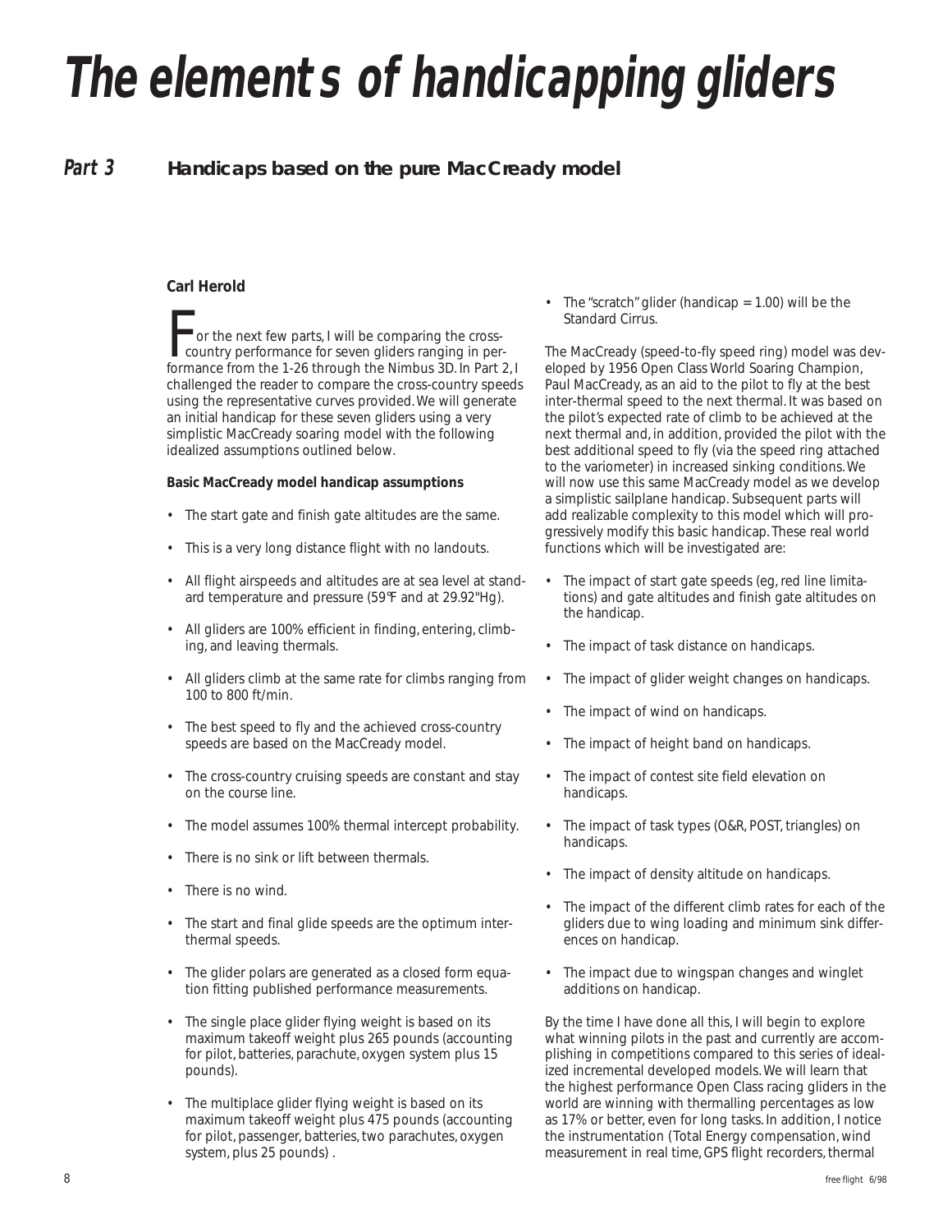# The elements of handicapping gliders

## Part 3 Handicaps based on the pure MacCready model

**Carl Herold**

For the next few parts, I will be comparing the cross-country performance for seven gliders ranging in performance from the 1-26 through the Nimbus 3D. In Part 2, I challenged the reader to compare the cross-country speeds using the representative curves provided. We will generate an initial handicap for these seven gliders using a very simplistic MacCready soaring model with the following idealized assumptions outlined below.

**Basic MacCready model handicap assumptions**

- The start gate and finish gate altitudes are the same.
- This is a very long distance flight with no landouts.
- All flight airspeeds and altitudes are at sea level at standard temperature and pressure (59°F and at 29.92"Hg).
- All gliders are 100% efficient in finding, entering, climbing, and leaving thermals.
- All gliders climb at the same rate for climbs ranging from 100 to 800 ft/min.
- The best speed to fly and the achieved cross-country speeds are based on the MacCready model.
- The cross-country cruising speeds are constant and stay on the course line.
- The model assumes 100% thermal intercept probability.
- There is no sink or lift between thermals.
- There is no wind.
- The start and final glide speeds are the optimum inter-thermal speeds.
- The glider polars are generated as a closed form equation fitting published performance measurements.
- The single place glider flying weight is based on its maximum takeoff weight plus 265 pounds (accounting for pilot, batteries, parachute, oxygen system plus 15 pounds).
- The multiplace glider flying weight is based on its maximum takeoff weight plus 475 pounds (accounting for pilot, passenger, batteries, two parachutes, oxygen system, plus 25 pounds) .
- The "scratch" glider (handicap = 1.00) will be the Standard Cirrus.

The MacCready (speed-to-fly speed ring) model was developed by 1956 Open Class World Soaring Champion, Paul MacCready, as an aid to the pilot to fly at the best inter-thermal speed to the next thermal. It was based on the pilot's expected rate of climb to be achieved at the next thermal and, in addition, provided the pilot with the best additional speed to fly (via the speed ring attached to the variometer) in increased sinking conditions. We will now use this same MacCready model as we develop a simplistic sailplane handicap. Subsequent parts will add realizable complexity to this model which will progressively modify this basic handicap. These real world functions which will be investigated are:

- The impact of start gate speeds (eg, red line limitations) and gate altitudes and finish gate altitudes on the handicap.
- The impact of task distance on handicaps.
- The impact of glider weight changes on handicaps.
- The impact of wind on handicaps.
- The impact of height band on handicaps.
- The impact of contest site field elevation on handicaps.
- The impact of task types (O&R, POST, triangles) on handicaps.
- The impact of density altitude on handicaps.
- The impact of the different climb rates for each of the gliders due to wing loading and minimum sink differences on handicap.
- The impact due to wingspan changes and winglet additions on handicap.

By the time I have done all this, I will begin to explore what winning pilots in the past and currently are accomplishing in competitions compared to this series of idealized incremental developed models. We will learn that the highest performance Open Class racing gliders in the world are winning with thermalling percentages as low as 17% or better, even for long tasks. In addition, I notice the instrumentation (Total Energy compensation, wind measurement in real time, GPS flight recorders, thermal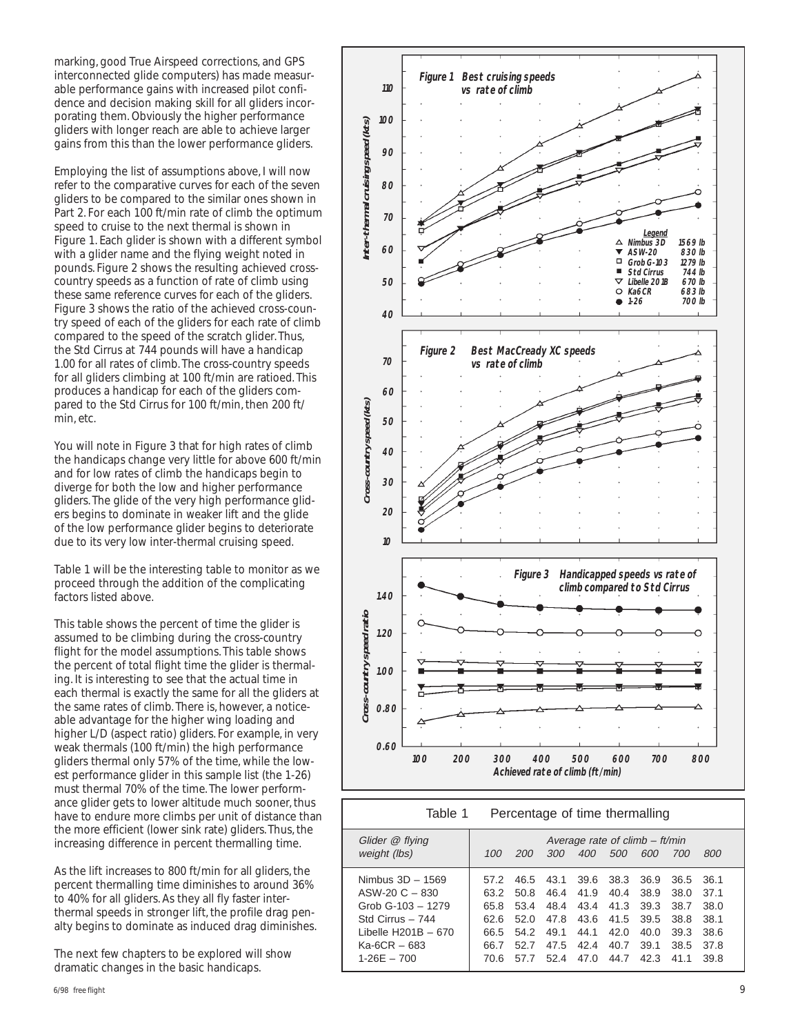marking, good True Airspeed corrections, and GPS interconnected glide computers) has made measurable performance gains with increased pilot confidence and decision making skill for all gliders incorporating them. Obviously the higher performance gliders with longer reach are able to achieve larger gains from this than the lower performance gliders.

Employing the list of assumptions above, I will now refer to the comparative curves for each of the seven gliders to be compared to the similar ones shown in Part 2. For each 100 ft/min rate of climb the optimum speed to cruise to the next thermal is shown in Figure 1. Each glider is shown with a different symbol with a glider name and the flying weight noted in pounds. Figure 2 shows the resulting achieved cross-country speeds as a function of rate of climb using these same reference curves for each of the gliders. Figure 3 shows the ratio of the achieved cross-country speed of each of the gliders for each rate of climb compared to the speed of the scratch glider. Thus, the Std Cirrus at 744 pounds will have a handicap 1.00 for all rates of climb. The cross-country speeds for all gliders climbing at 100 ft/min are ratioed. This produces a handicap for each of the gliders compared to the Std Cirrus for 100 ft/min, then 200 ft/min, etc.

You will note in Figure 3 that for high rates of climb the handicaps change very little for above 600 ft/min and for low rates of climb the handicaps begin to diverge for both the low and higher performance gliders. The glide of the very high performance gliders begins to dominate in weaker lift and the glide of the low performance glider begins to deteriorate due to its very low inter-thermal cruising speed.

Table 1 will be the interesting table to monitor as we proceed through the addition of the complicating factors listed above.

This table shows the percent of time the glider is assumed to be climbing during the cross-country flight for the model assumptions. This table shows the percent of total flight time the glider is thermaling. It is interesting to see that the actual time in each thermal is exactly the same for all the gliders at the same rates of climb. There is, however, a noticeable advantage for the higher wing loading and higher L/D (aspect ratio) gliders. For example, in very weak thermals (100 ft/min) the high performance gliders thermal only 57% of the time, while the lowest performance glider in this sample list (the 1-26) must thermal 70% of the time. The lower performance glider gets to lower altitude much sooner, thus have to endure more climbs per unit of distance than the more efficient (lower sink rate) gliders. Thus, the increasing difference in percent thermalling time.

As the lift increases to 800 ft/min for all gliders, the percent thermalling time diminishes to around 36% to 40% for all gliders. As they all fly faster inter-thermal speeds in stronger lift, the profile drag penalty begins to dominate as induced drag diminishes.

The next few chapters to be explored will show dramatic changes in the basic handicaps.

**Figure 1 Best cruising speeds vs rate of climb**

**Figure 2 Best MacCready XC speeds vs rate of climb**

**Figure 3 Handicapped speeds vs rate of climb compared to Std Cirrus**

Legend: Nimbus 3D 1569 lb; ASW-20 830 lb; Grob G-103 1279 lb; Std Cirrus 744 lb; Libelle 201B 670 lb; Ka6CR 683 lb; 1-26 700 lb

Table 1 Percentage of time thermalling

| Glider @ flying weight (lbs) | Average rate of climb – ft/min | | | | | | | |
|---|---|---|---|---|---|---|---|---|
| | 100 | 200 | 300 | 400 | 500 | 600 | 700 | 800 |
| Nimbus 3D – 1569 | 57.2 | 46.5 | 43.1 | 39.6 | 38.3 | 36.9 | 36.5 | 36.1 |
| ASW-20 C – 830 | 63.2 | 50.8 | 46.4 | 41.9 | 40.4 | 38.9 | 38.0 | 37.1 |
| Grob G-103 – 1279 | 65.8 | 53.4 | 48.4 | 43.4 | 41.3 | 39.3 | 38.7 | 38.0 |
| Std Cirrus – 744 | 62.6 | 52.0 | 47.8 | 43.6 | 41.5 | 39.5 | 38.8 | 38.1 |
| Libelle H201B – 670 | 66.5 | 54.2 | 49.1 | 44.1 | 42.0 | 40.0 | 39.3 | 38.6 |
| Ka-6CR – 683 | 66.7 | 52.7 | 47.5 | 42.4 | 40.7 | 39.1 | 38.5 | 37.8 |
| 1-26E – 700 | 70.6 | 57.7 | 52.4 | 47.0 | 44.7 | 42.3 | 41.1 | 39.8 |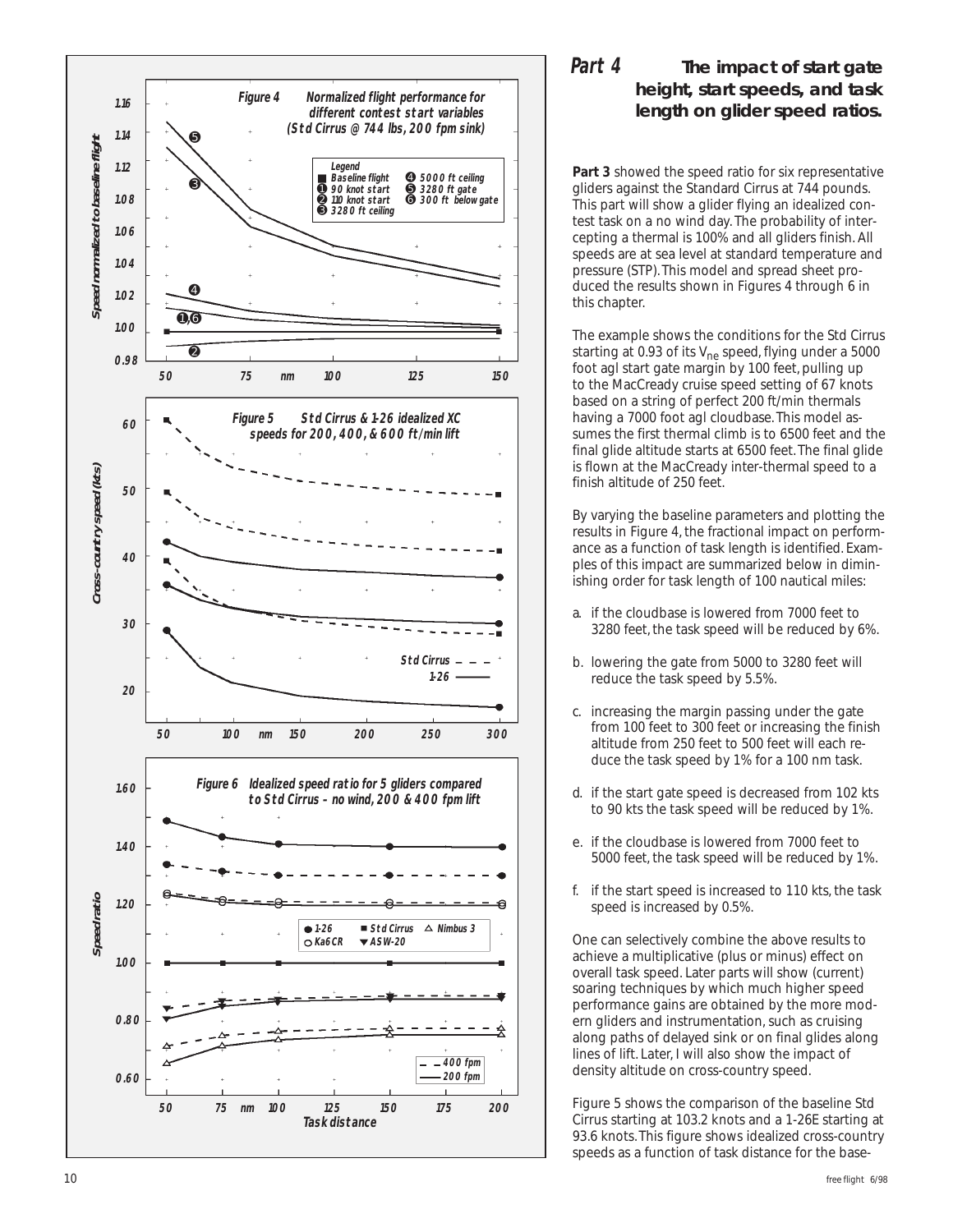## Part 4 The impact of start gate height, start speeds, and task length on glider speed ratios.

**Part 3** showed the speed ratio for six representative gliders against the Standard Cirrus at 744 pounds. This part will show a glider flying an idealized contest task on a no wind day. The probability of intercepting a thermal is 100% and all gliders finish. All speeds are at sea level at standard temperature and pressure (STP). This model and spread sheet produced the results shown in Figures 4 through 6 in this chapter.

The example shows the conditions for the Std Cirrus starting at 0.93 of its $V_{ne}$ speed, flying under a 5000 foot agl start gate margin by 100 feet, pulling up to the MacCready cruise speed setting of 67 knots based on a string of perfect 200 ft/min thermals having a 7000 foot agl cloudbase. This model assumes the first thermal climb is to 6500 feet and the final glide altitude starts at 6500 feet. The final glide is flown at the MacCready inter-thermal speed to a finish altitude of 250 feet.

By varying the baseline parameters and plotting the results in Figure 4, the fractional impact on performance as a function of task length is identified. Examples of this impact are summarized below in diminishing order for task length of 100 nautical miles:

a. if the cloudbase is lowered from 7000 feet to 3280 feet, the task speed will be reduced by 6%.

b. lowering the gate from 5000 to 3280 feet will reduce the task speed by 5.5%.

c. increasing the margin passing under the gate from 100 feet to 300 feet or increasing the finish altitude from 250 feet to 500 feet will each reduce the task speed by 1% for a 100 nm task.

d. if the start gate speed is decreased from 102 kts to 90 kts the task speed will be reduced by 1%.

e. if the cloudbase is lowered from 7000 feet to 5000 feet, the task speed will be reduced by 1%.

f. if the start speed is increased to 110 kts, the task speed is increased by 0.5%.

One can selectively combine the above results to achieve a multiplicative (plus or minus) effect on overall task speed. Later parts will show (current) soaring techniques by which much higher speed performance gains are obtained by the more modern gliders and instrumentation, such as cruising along paths of delayed sink or on final glides along lines of lift. Later, I will also show the impact of density altitude on cross-country speed.

Figure 5 shows the comparison of the baseline Std Cirrus starting at 103.2 knots and a 1-26E starting at 93.6 knots. This figure shows idealized cross-country speeds as a function of task distance for the base-

**Figure 4** Normalized flight performance for different contest start variables (Std Cirrus @ 744 lbs, 200 fpm sink)

**Figure 5** Std Cirrus & 1-26 idealized XC speeds for 200, 400, & 600 ft/min lift

**Figure 6** Idealized speed ratio for 5 gliders compared to Std Cirrus – no wind, 200 & 400 fpm lift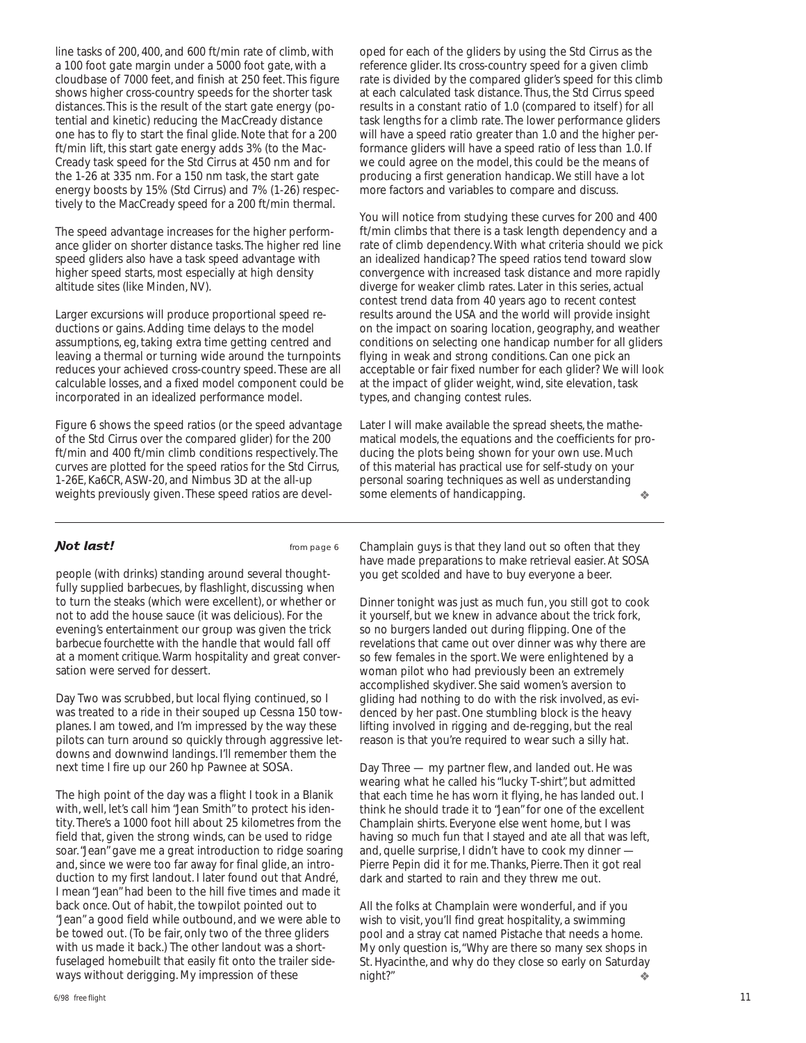line tasks of 200, 400, and 600 ft/min rate of climb, with a 100 foot gate margin under a 5000 foot gate, with a cloudbase of 7000 feet, and finish at 250 feet. This figure shows higher cross-country speeds for the shorter task distances. This is the result of the start gate energy (potential and kinetic) reducing the MacCready distance one has to fly to start the final glide. Note that for a 200 ft/min lift, this start gate energy adds 3% (to the MacCready task speed for the Std Cirrus at 450 nm and for the 1-26 at 335 nm. For a 150 nm task, the start gate energy boosts by 15% (Std Cirrus) and 7% (1-26) respectively to the MacCready speed for a 200 ft/min thermal.

The speed advantage increases for the higher performance glider on shorter distance tasks. The higher red line speed gliders also have a task speed advantage with higher speed starts, most especially at high density altitude sites (like Minden, NV).

Larger excursions will produce proportional speed reductions or gains. Adding time delays to the model assumptions, eg, taking extra time getting centred and leaving a thermal or turning wide around the turnpoints reduces your achieved cross-country speed. These are all calculable losses, and a fixed model component could be incorporated in an idealized performance model.

Figure 6 shows the speed ratios (or the speed advantage of the Std Cirrus over the compared glider) for the 200 ft/min and 400 ft/min climb conditions respectively. The curves are plotted for the speed ratios for the Std Cirrus, 1-26E, Ka6CR, ASW-20, and Nimbus 3D at the all-up weights previously given. These speed ratios are developed for each of the gliders by using the Std Cirrus as the reference glider. Its cross-country speed for a given climb rate is divided by the compared glider's speed for this climb at each calculated task distance. Thus, the Std Cirrus speed results in a constant ratio of 1.0 (compared to itself) for all task lengths for a climb rate. The lower performance gliders will have a speed ratio greater than 1.0 and the higher performance gliders will have a speed ratio of less than 1.0. If we could agree on the model, this could be the means of producing a first generation handicap. We still have a lot more factors and variables to compare and discuss.

You will notice from studying these curves for 200 and 400 ft/min climbs that there is a task length dependency and a rate of climb dependency. With what criteria should we pick an idealized handicap? The speed ratios tend toward slow convergence with increased task distance and more rapidly diverge for weaker climb rates. Later in this series, actual contest trend data from 40 years ago to recent contest results around the USA and the world will provide insight on the impact on soaring location, geography, and weather conditions on selecting one handicap number for all gliders flying in weak and strong conditions. Can one pick an acceptable or fair fixed number for each glider? We will look at the impact of glider weight, wind, site elevation, task types, and changing contest rules.

Later I will make available the spread sheets, the mathematical models, the equations and the coefficients for producing the plots being shown for your own use. Much of this material has practical use for self-study on your personal soaring techniques as well as understanding some elements of handicapping. ❖

---

## *Not last!* from page 6

people (with drinks) standing around several thoughtfully supplied barbecues, by flashlight, discussing when to turn the steaks (which were excellent), or whether or not to add the house sauce (it was delicious). For the evening's entertainment our group was given the trick *barbecue fourchette* with the handle that would fall off at a *moment critique*. Warm hospitality and great conversation were served for dessert.

Day Two was scrubbed, but local flying continued, so I was treated to a ride in their souped up Cessna 150 towplanes. I am towed, and I'm impressed by the way these pilots can turn around so quickly through aggressive letdowns and downwind landings. I'll remember them the next time I fire up our 260 hp Pawnee at SOSA.

The high point of the day was a flight I took in a Blanik with, well, let's call him "Jean Smith" to protect his identity. There's a 1000 foot hill about 25 kilometres from the field that, given the strong winds, can be used to ridge soar. "Jean" gave me a great introduction to ridge soaring and, since we were too far away for final glide, an introduction to my first landout. I later found out that André, I mean "Jean" had been to the hill five times and made it back once. Out of habit, the towpilot pointed out to "Jean" a good field while outbound, and we were able to be towed out. (To be fair, only two of the three gliders with us made it back.) The other landout was a short-fuselaged homebuilt that easily fit onto the trailer sideways without derigging. My impression of these Champlain guys is that they land out so often that they have made preparations to make retrieval easier. At SOSA you get scolded and have to buy everyone a beer.

Dinner tonight was just as much fun, you still got to cook it yourself, but we knew in advance about the trick fork, so no burgers landed out during flipping. One of the revelations that came out over dinner was why there are so few females in the sport. We were enlightened by a woman pilot who had previously been an extremely accomplished skydiver. She said women's aversion to gliding had nothing to do with the risk involved, as evidenced by her past. One stumbling block is the heavy lifting involved in rigging and de-regging, but the real reason is that you're required to wear such a silly hat.

Day Three — my partner flew, and landed out. He was wearing what he called his "lucky T-shirt", but admitted that each time he has worn it flying, he has landed out. I think he should trade it to "Jean" for one of the excellent Champlain shirts. Everyone else went home, but I was having so much fun that I stayed and ate all that was left, and, quelle surprise, I didn't have to cook my dinner — Pierre Pepin did it for me. Thanks, Pierre. Then it got real dark and started to rain and they threw me out.

All the folks at Champlain were wonderful, and if you wish to visit, you'll find great hospitality, a swimming pool and a stray cat named Pistache that needs a home. My only question is, "Why are there so many sex shops in St. Hyacinthe, and why do they close so early on Saturday night?" ❖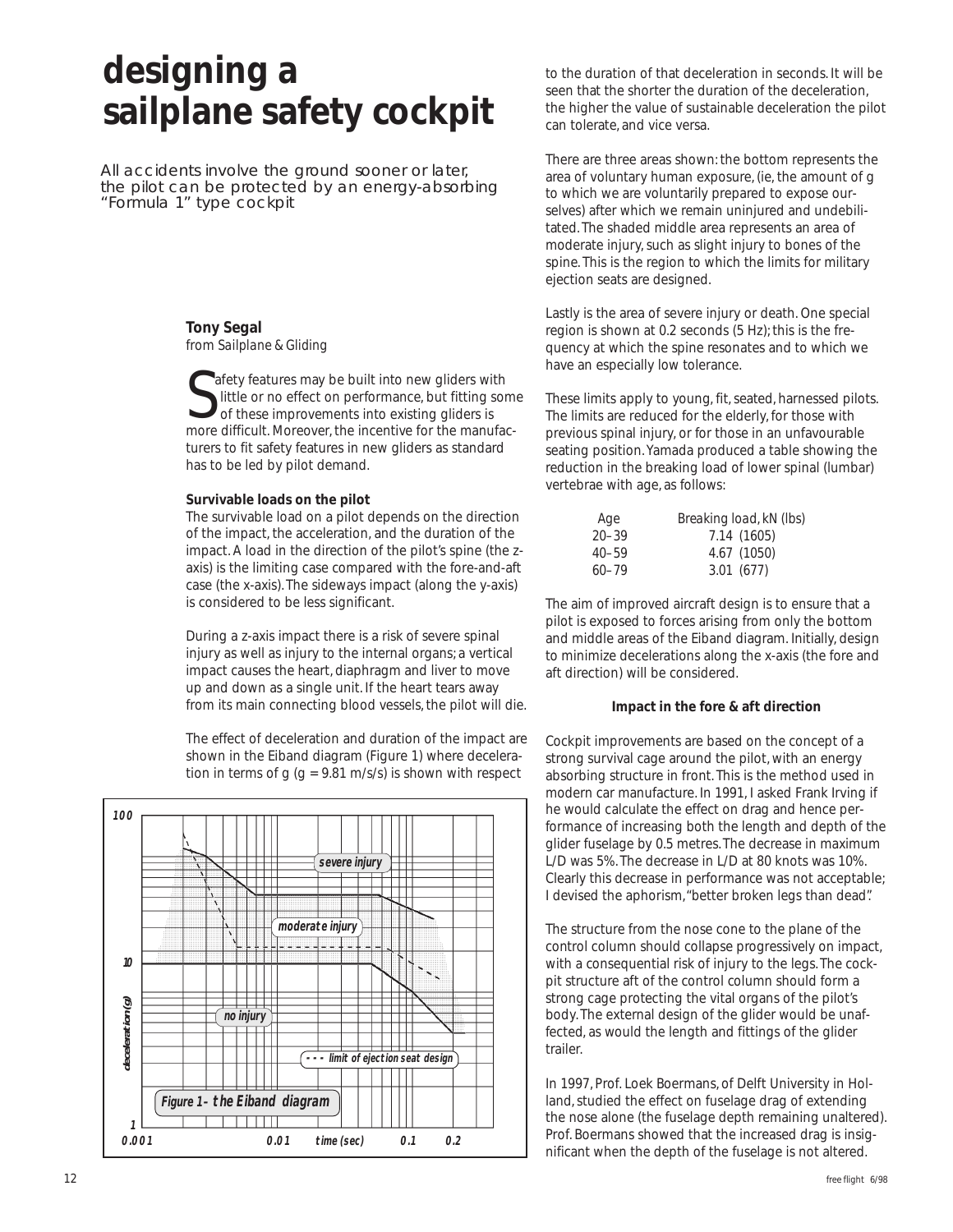# designing a sailplane safety cockpit

*All accidents involve the ground sooner or later, the pilot can be protected by an energy-absorbing "Formula 1" type cockpit*

**Tony Segal**
*from Sailplane & Gliding*

Safety features may be built into new gliders with little or no effect on performance, but fitting some of these improvements into existing gliders is more difficult. Moreover, the incentive for the manufacturers to fit safety features in new gliders as standard has to be led by pilot demand.

**Survivable loads on the pilot**

The survivable load on a pilot depends on the direction of the impact, the acceleration, and the duration of the impact. A load in the direction of the pilot's spine (the z-axis) is the limiting case compared with the fore-and-aft case (the x-axis). The sideways impact (along the y-axis) is considered to be less significant.

During a z-axis impact there is a risk of severe spinal injury as well as injury to the internal organs; a vertical impact causes the heart, diaphragm and liver to move up and down as a single unit. If the heart tears away from its main connecting blood vessels, the pilot will die.

The effect of deceleration and duration of the impact are shown in the Eiband diagram (Figure 1) where deceleration in terms of g (g = 9.81 m/s/s) is shown with respect to the duration of that deceleration in seconds. It will be seen that the shorter the duration of the deceleration, the higher the value of sustainable deceleration the pilot can tolerate, and vice versa.

Figure 1 – the Eiband diagram

There are three areas shown: the bottom represents the area of voluntary human exposure, (ie, the amount of g to which we are voluntarily prepared to expose ourselves) after which we remain uninjured and undebilitated. The shaded middle area represents an area of moderate injury, such as slight injury to bones of the spine. This is the region to which the limits for military ejection seats are designed.

Lastly is the area of severe injury or death. One special region is shown at 0.2 seconds (5 Hz); this is the frequency at which the spine resonates and to which we have an especially low tolerance.

These limits apply to young, fit, seated, harnessed pilots. The limits are reduced for the elderly, for those with previous spinal injury, or for those in an unfavourable seating position. Yamada produced a table showing the reduction in the breaking load of lower spinal (lumbar) vertebrae with age, as follows:

| Age | Breaking load, kN (lbs) |
|---|---|
| 20–39 | 7.14 (1605) |
| 40–59 | 4.67 (1050) |
| 60–79 | 3.01 (677) |

The aim of improved aircraft design is to ensure that a pilot is exposed to forces arising from only the bottom and middle areas of the Eiband diagram. Initially, design to minimize decelerations along the x-axis (the fore and aft direction) will be considered.

**Impact in the fore & aft direction**

Cockpit improvements are based on the concept of a strong survival cage around the pilot, with an energy absorbing structure in front. This is the method used in modern car manufacture. In 1991, I asked Frank Irving if he would calculate the effect on drag and hence performance of increasing both the length and depth of the glider fuselage by 0.5 metres. The decrease in maximum L/D was 5%. The decrease in L/D at 80 knots was 10%. Clearly this decrease in performance was not acceptable; I devised the aphorism, "better broken legs than dead".

The structure from the nose cone to the plane of the control column should collapse progressively on impact, with a consequential risk of injury to the legs. The cockpit structure aft of the control column should form a strong cage protecting the vital organs of the pilot's body. The external design of the glider would be unaffected, as would the length and fittings of the glider trailer.

In 1997, Prof. Loek Boermans, of Delft University in Holland, studied the effect on fuselage drag of extending the nose alone (the fuselage depth remaining unaltered). Prof. Boermans showed that the increased drag is insignificant when the depth of the fuselage is not altered.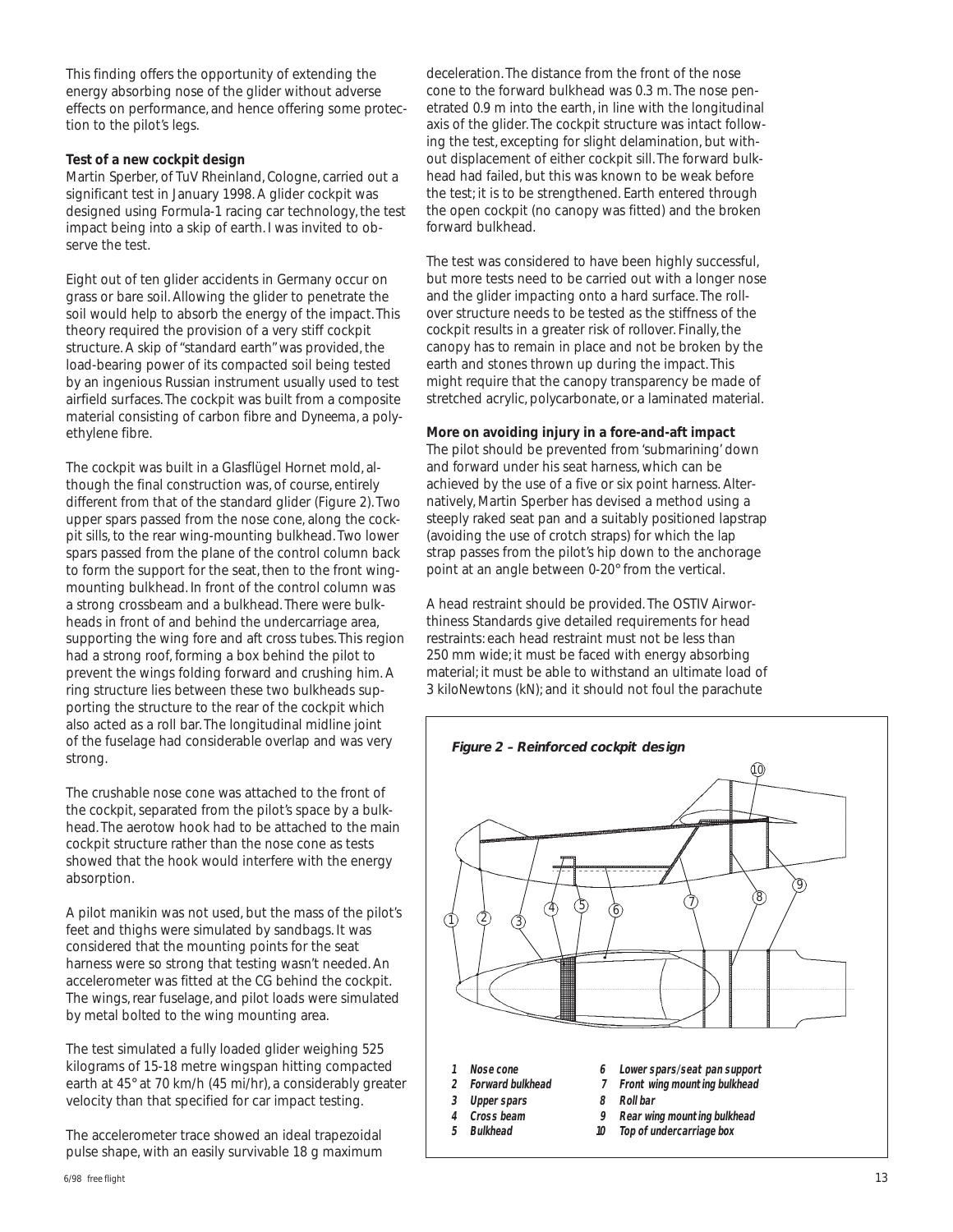This finding offers the opportunity of extending the energy absorbing nose of the glider without adverse effects on performance, and hence offering some protection to the pilot's legs.

**Test of a new cockpit design**

Martin Sperber, of TuV Rheinland, Cologne, carried out a significant test in January 1998. A glider cockpit was designed using Formula-1 racing car technology, the test impact being into a skip of earth. I was invited to observe the test.

Eight out of ten glider accidents in Germany occur on grass or bare soil. Allowing the glider to penetrate the soil would help to absorb the energy of the impact. This theory required the provision of a very stiff cockpit structure. A skip of "standard earth" was provided, the load-bearing power of its compacted soil being tested by an ingenious Russian instrument usually used to test airfield surfaces. The cockpit was built from a composite material consisting of carbon fibre and *Dyneema*, a polyethylene fibre.

The cockpit was built in a Glasflügel Hornet mold, although the final construction was, of course, entirely different from that of the standard glider (Figure 2). Two upper spars passed from the nose cone, along the cockpit sills, to the rear wing-mounting bulkhead. Two lower spars passed from the plane of the control column back to form the support for the seat, then to the front wing-mounting bulkhead. In front of the control column was a strong crossbeam and a bulkhead. There were bulkheads in front of and behind the undercarriage area, supporting the wing fore and aft cross tubes. This region had a strong roof, forming a box behind the pilot to prevent the wings folding forward and crushing him. A ring structure lies between these two bulkheads supporting the structure to the rear of the cockpit which also acted as a roll bar. The longitudinal midline joint of the fuselage had considerable overlap and was very strong.

The crushable nose cone was attached to the front of the cockpit, separated from the pilot's space by a bulkhead. The aerotow hook had to be attached to the main cockpit structure rather than the nose cone as tests showed that the hook would interfere with the energy absorption.

A pilot manikin was not used, but the mass of the pilot's feet and thighs were simulated by sandbags. It was considered that the mounting points for the seat harness were so strong that testing wasn't needed. An accelerometer was fitted at the CG behind the cockpit. The wings, rear fuselage, and pilot loads were simulated by metal bolted to the wing mounting area.

The test simulated a fully loaded glider weighing 525 kilograms of 15-18 metre wingspan hitting compacted earth at 45° at 70 km/h (45 mi/hr), a considerably greater velocity than that specified for car impact testing.

The accelerometer trace showed an ideal trapezoidal pulse shape, with an easily survivable 18 g maximum deceleration. The distance from the front of the nose cone to the forward bulkhead was 0.3 m. The nose penetrated 0.9 m into the earth, in line with the longitudinal axis of the glider. The cockpit structure was intact following the test, excepting for slight delamination, but without displacement of either cockpit sill. The forward bulkhead had failed, but this was known to be weak before the test; it is to be strengthened. Earth entered through the open cockpit (no canopy was fitted) and the broken forward bulkhead.

The test was considered to have been highly successful, but more tests need to be carried out with a longer nose and the glider impacting onto a hard surface. The rollover structure needs to be tested as the stiffness of the cockpit results in a greater risk of rollover. Finally, the canopy has to remain in place and not be broken by the earth and stones thrown up during the impact. This might require that the canopy transparency be made of stretched acrylic, polycarbonate, or a laminated material.

**More on avoiding injury in a fore-and-aft impact**

The pilot should be prevented from 'submarining' down and forward under his seat harness, which can be achieved by the use of a five or six point harness. Alternatively, Martin Sperber has devised a method using a steeply raked seat pan and a suitably positioned lapstrap (avoiding the use of crotch straps) for which the lap strap passes from the pilot's hip down to the anchorage point at an angle between 0-20° from the vertical.

A head restraint should be provided. The OSTIV Airworthiness Standards give detailed requirements for head restraints: each head restraint must not be less than 250 mm wide; it must be faced with energy absorbing material; it must be able to withstand an ultimate load of 3 kiloNewtons (kN); and it should not foul the parachute

*Figure 2 – Reinforced cockpit design*

1. Nose cone
2. Forward bulkhead
3. Upper spars
4. Cross beam
5. Bulkhead
6. Lower spars/seat pan support
7. Front wing mounting bulkhead
8. Roll bar
9. Rear wing mounting bulkhead
10. Top of undercarriage box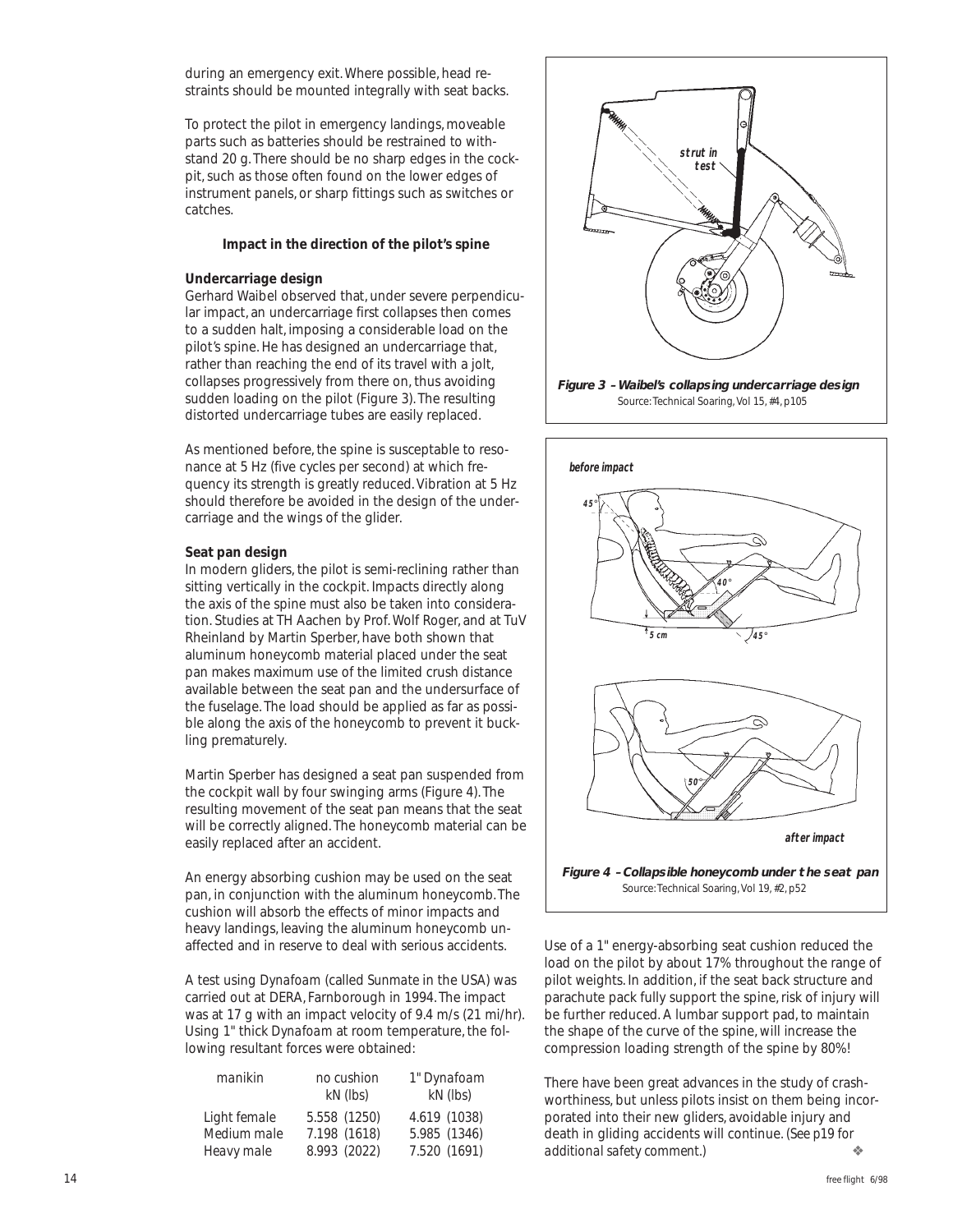during an emergency exit. Where possible, head restraints should be mounted integrally with seat backs.

To protect the pilot in emergency landings, moveable parts such as batteries should be restrained to withstand 20 g. There should be no sharp edges in the cockpit, such as those often found on the lower edges of instrument panels, or sharp fittings such as switches or catches.

### Impact in the direction of the pilot's spine

**Undercarriage design**

Gerhard Waibel observed that, under severe perpendicular impact, an undercarriage first collapses then comes to a sudden halt, imposing a considerable load on the pilot's spine. He has designed an undercarriage that, rather than reaching the end of its travel with a jolt, collapses progressively from there on, thus avoiding sudden loading on the pilot (Figure 3). The resulting distorted undercarriage tubes are easily replaced.

As mentioned before, the spine is susceptable to resonance at 5 Hz (five cycles per second) at which frequency its strength is greatly reduced. Vibration at 5 Hz should therefore be avoided in the design of the undercarriage and the wings of the glider.

**Seat pan design**

In modern gliders, the pilot is semi-reclining rather than sitting vertically in the cockpit. Impacts directly along the axis of the spine must also be taken into consideration. Studies at TH Aachen by Prof. Wolf Roger, and at TuV Rheinland by Martin Sperber, have both shown that aluminum honeycomb material placed under the seat pan makes maximum use of the limited crush distance available between the seat pan and the undersurface of the fuselage. The load should be applied as far as possible along the axis of the honeycomb to prevent it buckling prematurely.

Martin Sperber has designed a seat pan suspended from the cockpit wall by four swinging arms (Figure 4). The resulting movement of the seat pan means that the seat will be correctly aligned. The honeycomb material can be easily replaced after an accident.

An energy absorbing cushion may be used on the seat pan, in conjunction with the aluminum honeycomb. The cushion will absorb the effects of minor impacts and heavy landings, leaving the aluminum honeycomb unaffected and in reserve to deal with serious accidents.

A test using *Dynafoam* (called *Sunmate* in the USA) was carried out at DERA, Farnborough in 1994. The impact was at 17 g with an impact velocity of 9.4 m/s (21 mi/hr). Using 1" thick *Dynafoam* at room temperature, the following resultant forces were obtained:

| manikin | no cushion kN (lbs) | 1" Dynafoam kN (lbs) |
|---|---|---|
| Light female | 5.558 (1250) | 4.619 (1038) |
| Medium male | 7.198 (1618) | 5.985 (1346) |
| Heavy male | 8.993 (2022) | 7.520 (1691) |

**Figure 3 – Waibel's collapsing undercarriage design**
Source: Technical Soaring, Vol 15, #4, p105

**Figure 4 – Collapsible honeycomb under the seat pan**
Source: Technical Soaring, Vol 19, #2, p52

Use of a 1" energy-absorbing seat cushion reduced the load on the pilot by about 17% throughout the range of pilot weights. In addition, if the seat back structure and parachute pack fully support the spine, risk of injury will be further reduced. A lumbar support pad, to maintain the shape of the curve of the spine, will increase the compression loading strength of the spine by 80%!

There have been great advances in the study of crashworthiness, but unless pilots insist on them being incorporated into their new gliders, avoidable injury and death in gliding accidents will continue. (*See p19 for additional safety comment.*)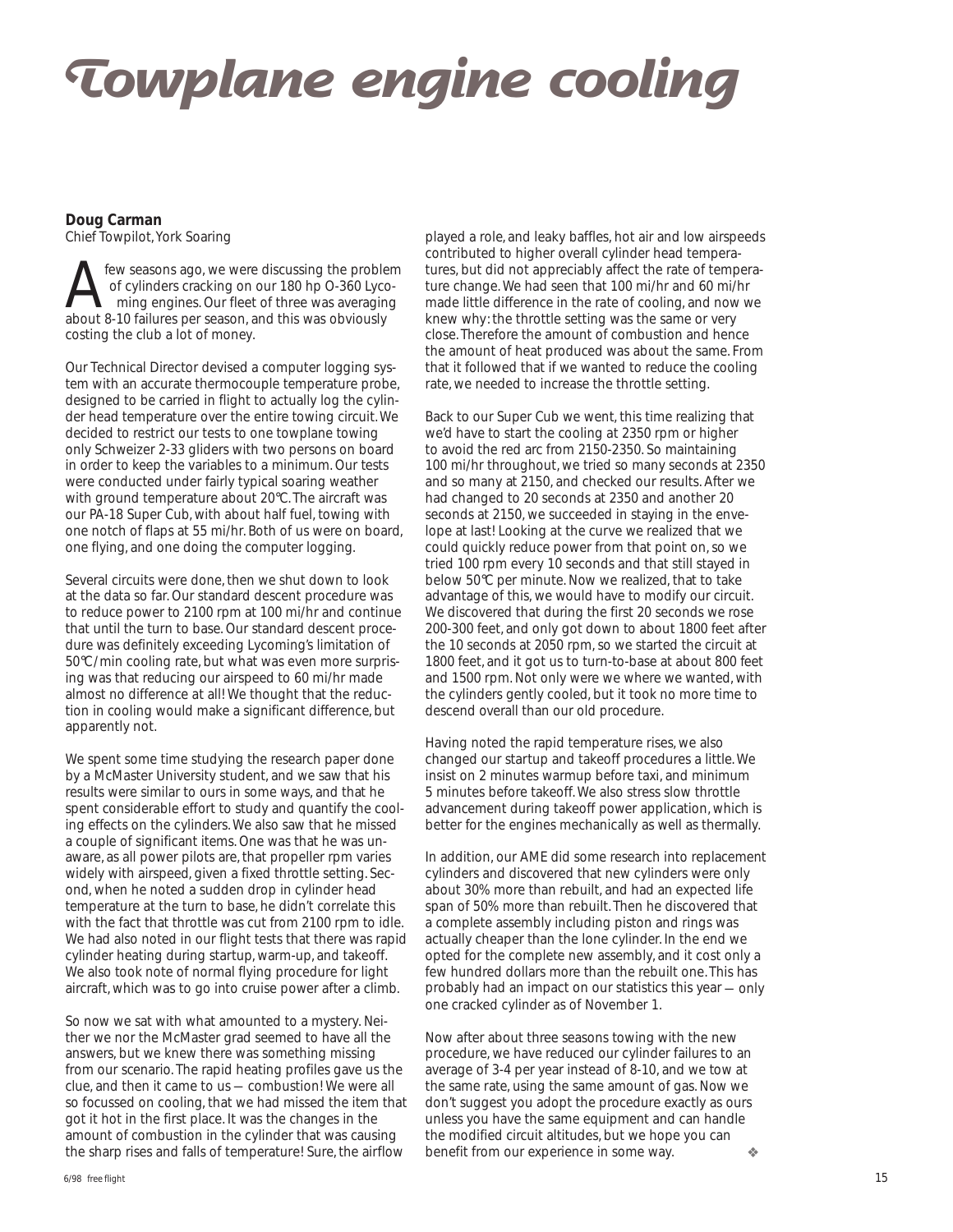# Towplane engine cooling

**Doug Carman**
Chief Towpilot, York Soaring

A few seasons ago, we were discussing the problem of cylinders cracking on our 180 hp O-360 Lycoming engines. Our fleet of three was averaging about 8-10 failures per season, and this was obviously costing the club a lot of money.

Our Technical Director devised a computer logging system with an accurate thermocouple temperature probe, designed to be carried in flight to actually log the cylinder head temperature over the entire towing circuit. We decided to restrict our tests to one towplane towing only Schweizer 2-33 gliders with two persons on board in order to keep the variables to a minimum. Our tests were conducted under fairly typical soaring weather with ground temperature about 20°C. The aircraft was our PA-18 Super Cub, with about half fuel, towing with one notch of flaps at 55 mi/hr. Both of us were on board, one flying, and one doing the computer logging.

Several circuits were done, then we shut down to look at the data so far. Our standard descent procedure was to reduce power to 2100 rpm at 100 mi/hr and continue that until the turn to base. Our standard descent procedure was definitely exceeding Lycoming's limitation of 50°C/min cooling rate, but what was even more surprising was that reducing our airspeed to 60 mi/hr made almost no difference at all! We thought that the reduction in cooling would make a significant difference, but apparently not.

We spent some time studying the research paper done by a McMaster University student, and we saw that his results were similar to ours in some ways, and that he spent considerable effort to study and quantify the cooling effects on the cylinders. We also saw that he missed a couple of significant items. One was that he was unaware, as all power pilots are, that propeller rpm varies widely with airspeed, given a fixed throttle setting. Second, when he noted a sudden drop in cylinder head temperature at the turn to base, he didn't correlate this with the fact that throttle was cut from 2100 rpm to idle. We had also noted in our flight tests that there was rapid cylinder heating during startup, warm-up, and takeoff. We also took note of normal flying procedure for light aircraft, which was to go into cruise power after a climb.

So now we sat with what amounted to a mystery. Neither we nor the McMaster grad seemed to have all the answers, but we knew there was something missing from our scenario. The rapid heating profiles gave us the clue, and then it came to us — combustion! We were all so focussed on cooling, that we had missed the item that got it hot in the first place. It was the changes in the amount of combustion in the cylinder that was causing the sharp rises and falls of temperature! Sure, the airflow played a role, and leaky baffles, hot air and low airspeeds contributed to higher overall cylinder head temperatures, but did not appreciably affect the rate of temperature change. We had seen that 100 mi/hr and 60 mi/hr made little difference in the rate of cooling, and now we knew why: the throttle setting was the same or very close. Therefore the amount of combustion and hence the amount of heat produced was about the same. From that it followed that if we wanted to reduce the cooling rate, we needed to increase the throttle setting.

Back to our Super Cub we went, this time realizing that we'd have to start the cooling at 2350 rpm or higher to avoid the red arc from 2150-2350. So maintaining 100 mi/hr throughout, we tried so many seconds at 2350 and so many at 2150, and checked our results. After we had changed to 20 seconds at 2350 and another 20 seconds at 2150, we succeeded in staying in the envelope at last! Looking at the curve we realized that we could quickly reduce power from that point on, so we tried 100 rpm every 10 seconds and that still stayed in below 50°C per minute. Now we realized, that to take advantage of this, we would have to modify our circuit. We discovered that during the first 20 seconds we rose 200-300 feet, and only got down to about 1800 feet after the 10 seconds at 2050 rpm, so we started the circuit at 1800 feet, and it got us to turn-to-base at about 800 feet and 1500 rpm. Not only were we where we wanted, with the cylinders gently cooled, but it took no more time to descend overall than our old procedure.

Having noted the rapid temperature rises, we also changed our startup and takeoff procedures a little. We insist on 2 minutes warmup before taxi, and minimum 5 minutes before takeoff. We also stress slow throttle advancement during takeoff power application, which is better for the engines mechanically as well as thermally.

In addition, our AME did some research into replacement cylinders and discovered that new cylinders were only about 30% more than rebuilt, and had an expected life span of 50% more than rebuilt. Then he discovered that a complete assembly including piston and rings was actually cheaper than the lone cylinder. In the end we opted for the complete new assembly, and it cost only a few hundred dollars more than the rebuilt one. This has probably had an impact on our statistics this year — only one cracked cylinder as of November 1.

Now after about three seasons towing with the new procedure, we have reduced our cylinder failures to an average of 3-4 per year instead of 8-10, and we tow at the same rate, using the same amount of gas. Now we don't suggest you adopt the procedure exactly as ours unless you have the same equipment and can handle the modified circuit altitudes, but we hope you can benefit from our experience in some way. ❖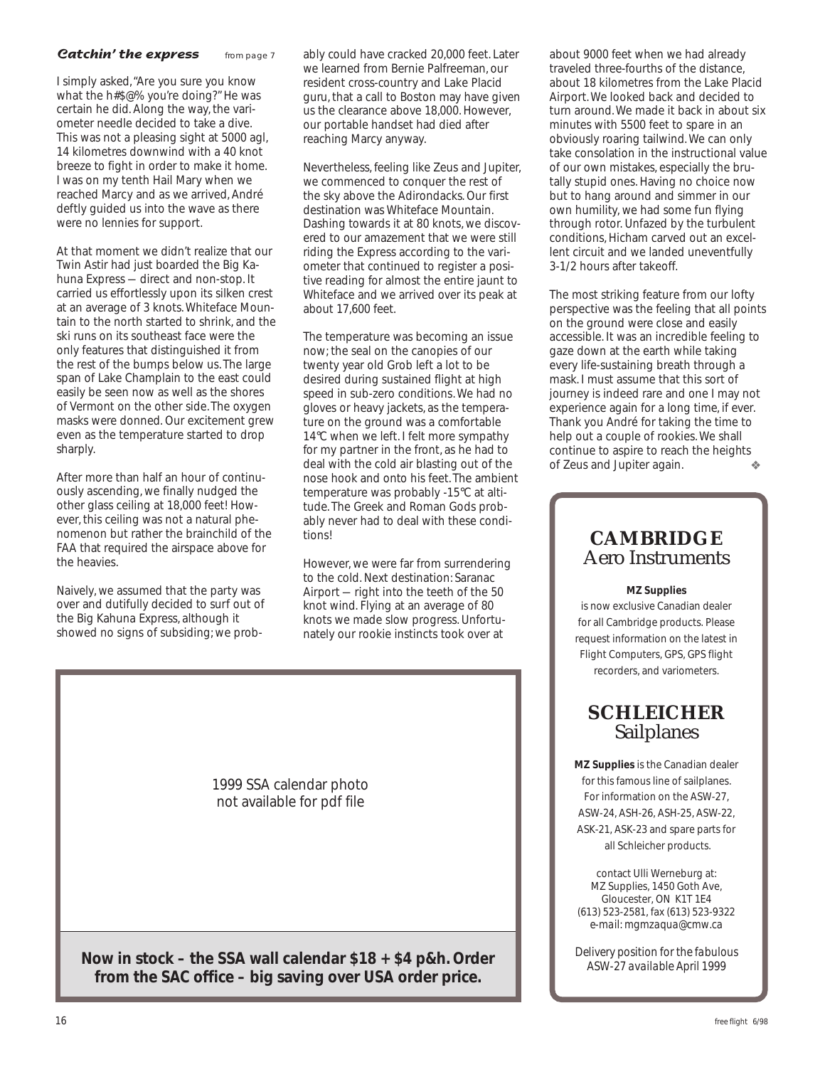### *Catchin' the express* from page 7

I simply asked, "Are you sure you know what the h#$@% you're doing?" He was certain he did. Along the way, the variometer needle decided to take a dive. This was not a pleasing sight at 5000 agl, 14 kilometres downwind with a 40 knot breeze to fight in order to make it home. I was on my tenth Hail Mary when we reached Marcy and as we arrived, André deftly guided us into the wave as there were no lennies for support.

At that moment we didn't realize that our Twin Astir had just boarded the Big Kahuna Express — direct and non-stop. It carried us effortlessly upon its silken crest at an average of 3 knots. Whiteface Mountain to the north started to shrink, and the ski runs on its southeast face were the only features that distinguished it from the rest of the bumps below us. The large span of Lake Champlain to the east could easily be seen now as well as the shores of Vermont on the other side. The oxygen masks were donned. Our excitement grew even as the temperature started to drop sharply.

After more than half an hour of continuously ascending, we finally nudged the other glass ceiling at 18,000 feet! However, this ceiling was not a natural phenomenon but rather the brainchild of the FAA that required the airspace above for the heavies.

Naively, we assumed that the party was over and dutifully decided to surf out of the Big Kahuna Express, although it showed no signs of subsiding; we probably could have cracked 20,000 feet. Later we learned from Bernie Palfreeman, our resident cross-country and Lake Placid guru, that a call to Boston may have given us the clearance above 18,000. However, our portable handset had died after reaching Marcy anyway.

Nevertheless, feeling like Zeus and Jupiter, we commenced to conquer the rest of the sky above the Adirondacks. Our first destination was Whiteface Mountain. Dashing towards it at 80 knots, we discovered to our amazement that we were still riding the Express according to the variometer that continued to register a positive reading for almost the entire jaunt to Whiteface and we arrived over its peak at about 17,600 feet.

The temperature was becoming an issue now; the seal on the canopies of our twenty year old Grob left a lot to be desired during sustained flight at high speed in sub-zero conditions. We had no gloves or heavy jackets, as the temperature on the ground was a comfortable 14°C when we left. I felt more sympathy for my partner in the front, as he had to deal with the cold air blasting out of the nose hook and onto his feet. The ambient temperature was probably -15°C at altitude. The Greek and Roman Gods probably never had to deal with these conditions!

However, we were far from surrendering to the cold. Next destination: Saranac Airport — right into the teeth of the 50 knot wind. Flying at an average of 80 knots we made slow progress. Unfortunately our rookie instincts took over at about 9000 feet when we had already traveled three-fourths of the distance, about 18 kilometres from the Lake Placid Airport. We looked back and decided to turn around. We made it back in about six minutes with 5500 feet to spare in an obviously roaring tailwind. We can only take consolation in the instructional value of our own mistakes, especially the brutally stupid ones. Having no choice now but to hang around and simmer in our own humility, we had some fun flying through rotor. Unfazed by the turbulent conditions, Hicham carved out an excellent circuit and we landed uneventfully 3-1/2 hours after takeoff.

The most striking feature from our lofty perspective was the feeling that all points on the ground were close and easily accessible. It was an incredible feeling to gaze down at the earth while taking every life-sustaining breath through a mask. I must assume that this sort of journey is indeed rare and one I may not experience again for a long time, if ever. Thank you André for taking the time to help out a couple of rookies. We shall continue to aspire to reach the heights of Zeus and Jupiter again. ❖

---

1999 SSA calendar photo not available for pdf file

**Now in stock – the SSA wall calendar $18 + $4 p&h. Order from the SAC office – big saving over USA order price.**

---

## CAMBRIDGE
## Aero Instruments

**MZ Supplies** is now exclusive Canadian dealer for all Cambridge products. Please request information on the latest in Flight Computers, GPS, GPS flight recorders, and variometers.

## SCHLEICHER
## Sailplanes

**MZ Supplies** is the Canadian dealer for this famous line of sailplanes. For information on the ASW-27, ASW-24, ASH-26, ASH-25, ASW-22, ASK-21, ASK-23 and spare parts for all Schleicher products.

contact Ulli Werneburg at:
MZ Supplies, 1450 Goth Ave,
Gloucester, ON K1T 1E4
(613) 523-2581, fax (613) 523-9322
e-mail: mgmzaqua@cmw.ca

*Delivery position for the fabulous ASW-27 available April 1999*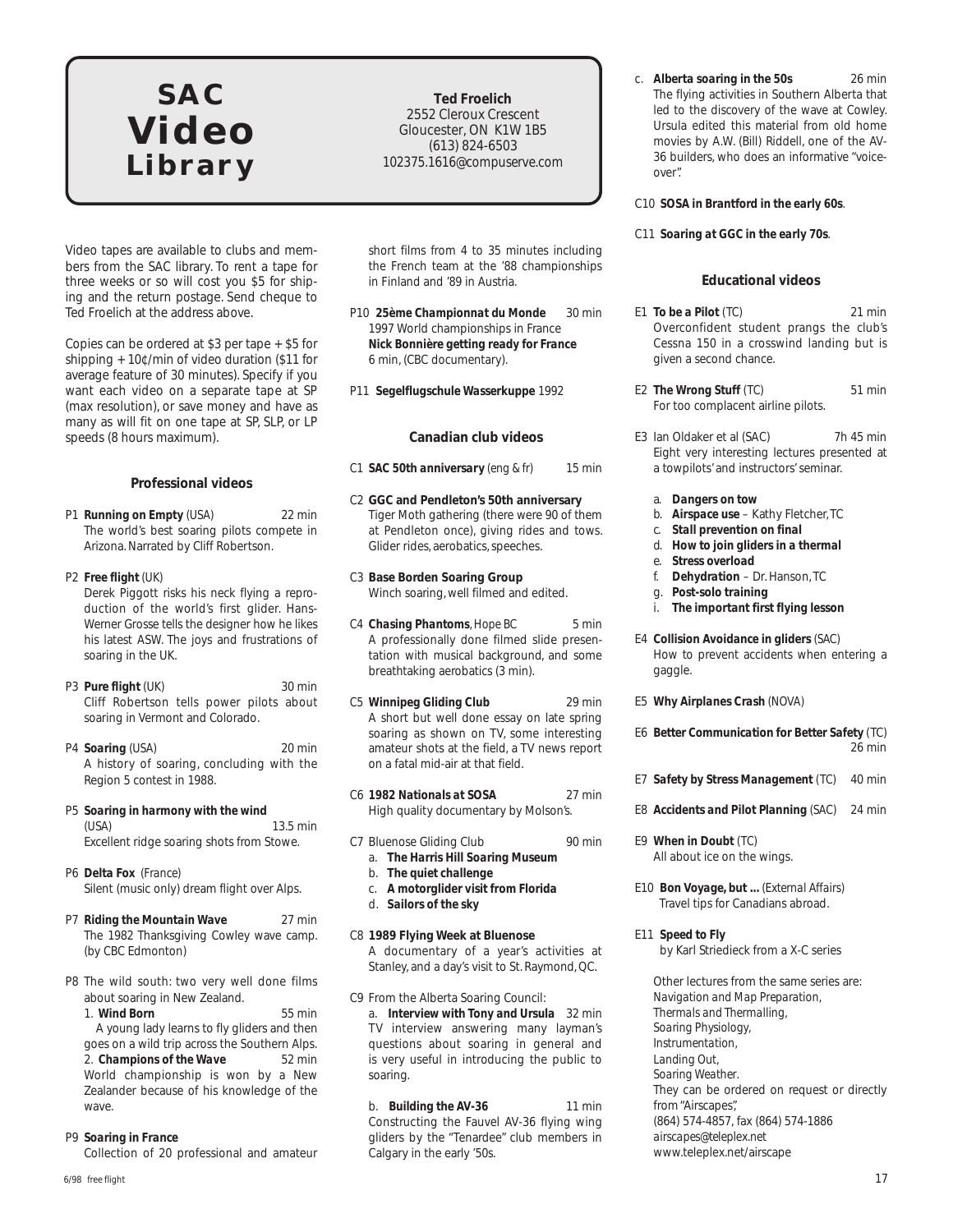# SAC Video Library

**Ted Froelich**
2552 Cleroux Crescent
Gloucester, ON K1W 1B5
(613) 824-6503
102375.1616@compuserve.com

Video tapes are available to clubs and members from the SAC library. To rent a tape for three weeks or so will cost you $5 for shipping and the return postage. Send cheque to Ted Froelich at the address above.

Copies can be ordered at $3 per tape + $5 for shipping + 10¢/min of video duration ($11 for average feature of 30 minutes). Specify if you want each video on a separate tape at SP (max resolution), or save money and have as many as will fit on one tape at SP, SLP, or LP speeds (8 hours maximum).

### Professional videos

P1 **Running on Empty** *(USA)* 22 min
The world's best soaring pilots compete in Arizona. Narrated by Cliff Robertson.

P2 **Free flight** *(UK)*
Derek Piggott risks his neck flying a reproduction of the world's first glider. Hans-Werner Grosse tells the designer how he likes his latest ASW. The joys and frustrations of soaring in the UK.

P3 **Pure flight** *(UK)* 30 min
Cliff Robertson tells power pilots about soaring in Vermont and Colorado.

P4 **Soaring** *(USA)* 20 min
A history of soaring, concluding with the Region 5 contest in 1988.

P5 **Soaring in harmony with the wind** *(USA)* 13.5 min
Excellent ridge soaring shots from Stowe.

P6 **Delta Fox** *(France)*
Silent (music only) dream flight over Alps.

P7 **Riding the Mountain Wave** 27 min
The 1982 Thanksgiving Cowley wave camp. (by CBC Edmonton)

P8 The wild south: two very well done films about soaring in New Zealand.
1. **Wind Born** 55 min
A young lady learns to fly gliders and then goes on a wild trip across the Southern Alps.
2. **Champions of the Wave** 52 min
World championship is won by a New Zealander because of his knowledge of the wave.

P9 **Soaring in France**
Collection of 20 professional and amateur short films from 4 to 35 minutes including the French team at the '88 championships in Finland and '89 in Austria.

P10 **25ème Championnat du Monde** 30 min
1997 World championships in France
**Nick Bonnière getting ready for France** 6 min, (CBC documentary).

P11 **Segelflugschule Wasserkuppe** 1992

### Canadian club videos

C1 **SAC 50th anniversary** *(eng & fr)* 15 min

C2 **GGC and Pendleton's 50th anniversary**
Tiger Moth gathering (there were 90 of them at Pendleton once), giving rides and tows. Glider rides, aerobatics, speeches.

C3 **Base Borden Soaring Group**
Winch soaring, well filmed and edited.

C4 **Chasing Phantoms**, Hope BC 5 min
A professionally done filmed slide presentation with musical background, and some breathtaking aerobatics (3 min).

C5 **Winnipeg Gliding Club** 29 min
A short but well done essay on late spring soaring as shown on TV, some interesting amateur shots at the field, a TV news report on a fatal mid-air at that field.

C6 **1982 Nationals at SOSA** 27 min
High quality documentary by Molson's.

C7 Bluenose Gliding Club 90 min
a. **The Harris Hill Soaring Museum**
b. **The quiet challenge**
c. **A motorglider visit from Florida**
d. **Sailors of the sky**

C8 **1989 Flying Week at Bluenose**
A documentary of a year's activities at Stanley, and a day's visit to St. Raymond, QC.

C9 From the Alberta Soaring Council:
a. **Interview with Tony and Ursula** 32 min
TV interview answering many layman's questions about soaring in general and is very useful in introducing the public to soaring.

b. **Building the AV-36** 11 min
Constructing the Fauvel AV-36 flying wing gliders by the "Tenardee" club members in Calgary in the early '50s.

c. **Alberta soaring in the 50s** 26 min
The flying activities in Southern Alberta that led to the discovery of the wave at Cowley. Ursula edited this material from old home movies by A.W. (Bill) Riddell, one of the AV-36 builders, who does an informative "voice-over".

C10 **SOSA in Brantford in the early 60s**.

C11 **Soaring at GGC in the early 70s**.

### Educational videos

E1 **To be a Pilot** *(TC)* 21 min
Overconfident student prangs the club's Cessna 150 in a crosswind landing but is given a second chance.

E2 **The Wrong Stuff** *(TC)* 51 min
For too complacent airline pilots.

E3 Ian Oldaker et al (SAC) 7h 45 min
Eight very interesting lectures presented at a towpilots' and instructors' seminar.

a. **Dangers on tow**
b. **Airspace use** – Kathy Fletcher, TC
c. **Stall prevention on final**
d. **How to join gliders in a thermal**
e. **Stress overload**
f. **Dehydration** – Dr. Hanson, TC
g. **Post-solo training**
i. **The important first flying lesson**

E4 **Collision Avoidance in gliders** *(SAC)*
How to prevent accidents when entering a gaggle.

E5 **Why Airplanes Crash** *(NOVA)*

E6 **Better Communication for Better Safety** *(TC)* 26 min

E7 **Safety by Stress Management** *(TC)* 40 min

E8 **Accidents and Pilot Planning** *(SAC)* 24 min

E9 **When in Doubt** *(TC)*
All about ice on the wings.

E10 **Bon Voyage, but ...** *(External Affairs)*
Travel tips for Canadians abroad.

E11 **Speed to Fly**
by Karl Striedieck from a X-C series

Other lectures from the same series are:
*Navigation and Map Preparation,*
*Thermals and Thermalling,*
*Soaring Physiology,*
*Instrumentation,*
*Landing Out,*
*Soaring Weather.*
They can be ordered on request or directly from "Airscapes",
(864) 574-4857, fax (864) 574-1886
*airscapes@teleplex.net*
*www.teleplex.net/airscape*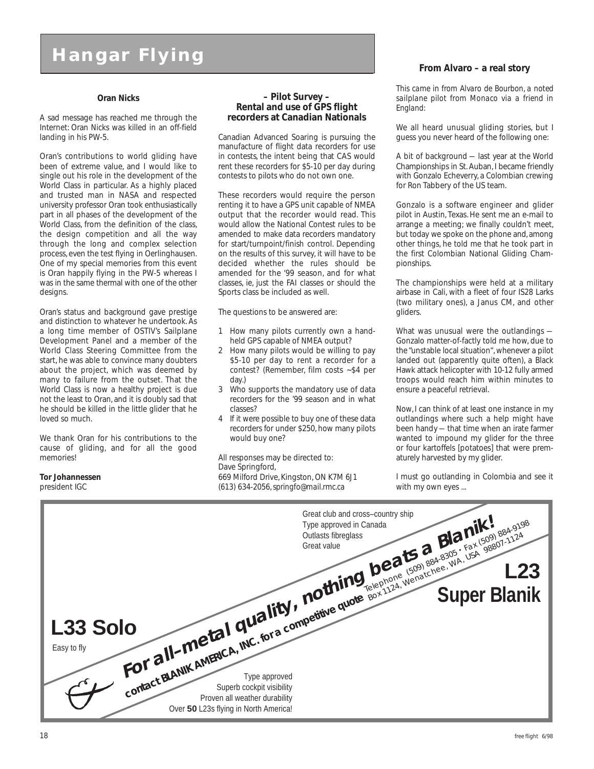# Hangar Flying

### Oran Nicks

A sad message has reached me through the Internet: Oran Nicks was killed in an off-field landing in his PW-5.

Oran's contributions to world gliding have been of extreme value, and I would like to single out his role in the development of the World Class in particular. As a highly placed and trusted man in NASA and respected university professor Oran took enthusiastically part in all phases of the development of the World Class, from the definition of the class, the design competition and all the way through the long and complex selection process, even the test flying in Oerlinghausen. One of my special memories from this event is Oran happily flying in the PW-5 whereas I was in the same thermal with one of the other designs.

Oran's status and background gave prestige and distinction to whatever he undertook. As a long time member of OSTIV's Sailplane Development Panel and a member of the World Class Steering Committee from the start, he was able to convince many doubters about the project, which was deemed by many to failure from the outset. That the World Class is now a healthy project is due not the least to Oran, and it is doubly sad that he should be killed in the little glider that he loved so much.

We thank Oran for his contributions to the cause of gliding, and for all the good memories!

**Tor Johannessen**
president IGC

### – Pilot Survey – Rental and use of GPS flight recorders at Canadian Nationals

Canadian Advanced Soaring is pursuing the manufacture of flight data recorders for use in contests, the intent being that CAS would rent these recorders for $5-10 per day during contests to pilots who do not own one.

These recorders would require the person renting it to have a GPS unit capable of NMEA output that the recorder would read. This would allow the National Contest rules to be amended to make data recorders mandatory for start/turnpoint/finish control. Depending on the results of this survey, it will have to be decided whether the rules should be amended for the '99 season, and for what classes, ie, just the FAI classes or should the Sports class be included as well.

The questions to be answered are:

1. How many pilots currently own a hand-held GPS capable of NMEA output?
2. How many pilots would be willing to pay $5-10 per day to rent a recorder for a contest? (Remember, film costs ~$4 per day.)
3. Who supports the mandatory use of data recorders for the '99 season and in what classes?
4. If it were possible to buy one of these data recorders for under $250, how many pilots would buy one?

All responses may be directed to:
Dave Springford,
669 Milford Drive, Kingston, ON K7M 6J1
(613) 634-2056, springfo@mail.rmc.ca

### From Alvaro – a real story

*This came in from Alvaro de Bourbon, a noted sailplane pilot from Monaco via a friend in England:*

We all heard unusual gliding stories, but I guess you never heard of the following one:

A bit of background — last year at the World Championships in St. Auban, I became friendly with Gonzalo Echeverry, a Colombian crewing for Ron Tabbery of the US team.

Gonzalo is a software engineer and glider pilot in Austin, Texas. He sent me an e-mail to arrange a meeting; we finally couldn't meet, but today we spoke on the phone and, among other things, he told me that he took part in the first Colombian National Gliding Championships.

The championships were held at a military airbase in Cali, with a fleet of four IS28 Larks (two military ones), a Janus CM, and other gliders.

What was unusual were the outlandings — Gonzalo matter-of-factly told me how, due to the "unstable local situation", whenever a pilot landed out (apparently quite often), a Black Hawk attack helicopter with 10-12 fully armed troops would reach him within minutes to ensure a peaceful retrieval.

Now, I can think of at least one instance in my outlandings where such a help might have been handy — that time when an irate farmer wanted to impound my glider for the three or four kartoffels [potatoes] that were prematurely harvested by my glider.

I must go outlanding in Colombia and see it with my own eyes ...

---

**For all-metal quality, nothing beats a Blanik!**
**contact BLANIK AMERICA, INC. for a competitive quote**
Telephone (509) 884-8305 • Fax (509) 884-9198
Box 1124, Wenatchee, WA, USA 98807-1124

**L33 Solo**
Easy to fly

**L23 Super Blanik**
Great club and cross–country ship
Type approved in Canada
Outlasts fibreglass
Great value

Type approved
Superb cockpit visibility
Proven all weather durability
Over **50** L23s flying in North America!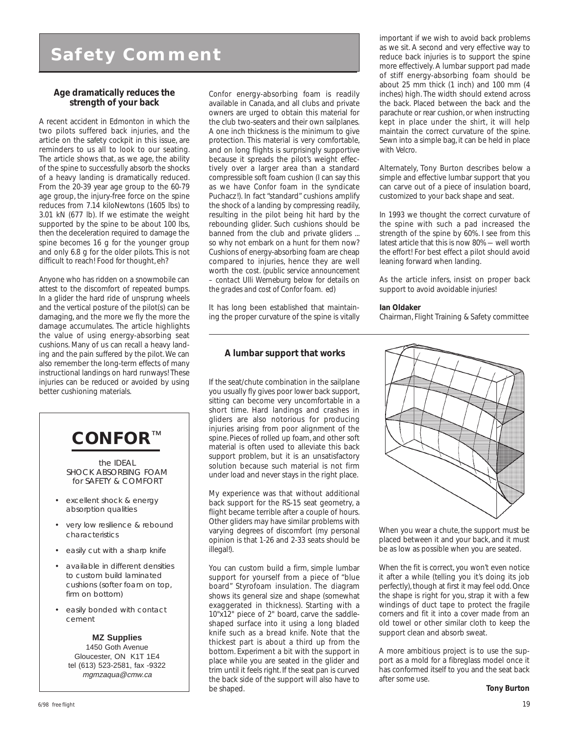# Safety Comment

### Age dramatically reduces the strength of your back

A recent accident in Edmonton in which the two pilots suffered back injuries, and the article on the safety cockpit in this issue, are reminders to us all to look to our seating. The article shows that, as we age, the ability of the spine to successfully absorb the shocks of a heavy landing is dramatically reduced. From the 20-39 year age group to the 60-79 age group, the injury-free force on the spine reduces from 7.14 kiloNewtons (1605 lbs) to 3.01 kN (677 lb). If we estimate the weight supported by the spine to be about 100 lbs, then the deceleration required to damage the spine becomes 16 g for the younger group and only 6.8 g for the older pilots. This is not difficult to reach! Food for thought, eh?

Anyone who has ridden on a snowmobile can attest to the discomfort of repeated bumps. In a glider the hard ride of unsprung wheels and the vertical posture of the pilot(s) can be damaging, and the more we fly the more the damage accumulates. The article highlights the value of using energy-absorbing seat cushions. Many of us can recall a heavy landing and the pain suffered by the pilot. We can also remember the long-term effects of many instructional landings on hard runways! These injuries can be reduced or avoided by using better cushioning materials.

Confor energy-absorbing foam is readily available in Canada, and all clubs and private owners are urged to obtain this material for the club two-seaters and their own sailplanes. A one inch thickness is the minimum to give protection. This material is very comfortable, and on long flights is surprisingly supportive because it spreads the pilot's weight effectively over a larger area than a standard compressible soft foam cushion (I can say this as we have Confor foam in the syndicate Puchacz!). In fact "standard" cushions amplify the shock of a landing by compressing readily, resulting in the pilot being hit hard by the rebounding glider. Such cushions should be banned from the club and private gliders ... so why not embark on a hunt for them now? Cushions of energy-absorbing foam are cheap compared to injuries, hence they are well worth the cost. *(public service announcement – contact Ulli Werneburg below for details on the grades and cost of Confor foam. ed)*

It has long been established that maintaining the proper curvature of the spine is vitally important if we wish to avoid back problems as we sit. A second and very effective way to reduce back injuries is to support the spine more effectively. A lumbar support pad made of stiff energy-absorbing foam should be about 25 mm thick (1 inch) and 100 mm (4 inches) high. The width should extend across the back. Placed between the back and the parachute or rear cushion, or when instructing kept in place under the shirt, it will help maintain the correct curvature of the spine. Sewn into a simple bag, it can be held in place with Velcro.

Alternately, Tony Burton describes below a simple and effective lumbar support that you can carve out of a piece of insulation board, customized to your back shape and seat.

In 1993 we thought the correct curvature of the spine with such a pad increased the strength of the spine by 60%. I see from this latest article that this is now 80% — well worth the effort! For best effect a pilot should avoid leaning forward when landing.

As the article infers, insist on proper back support to avoid avoidable injuries!

**Ian Oldaker**
Chairman, Flight Training & Safety committee

---

## CONFOR™

the IDEAL
SHOCK ABSORBING FOAM
for SAFETY & COMFORT

- excellent shock & energy absorption qualities
- very low resilience & rebound characteristics
- easily cut with a sharp knife
- available in different densities to custom build laminated cushions (softer foam on top, firm on bottom)
- easily bonded with contact cement

**MZ Supplies**
1450 Goth Avenue
Gloucester, ON K1T 1E4
tel (613) 523-2581, fax -9322
*mgmzaqua@cmw.ca*

---

### A lumbar support that works

If the seat/chute combination in the sailplane you usually fly gives poor lower back support, sitting can become very uncomfortable in a short time. Hard landings and crashes in gliders are also notorious for producing injuries arising from poor alignment of the spine. Pieces of rolled up foam, and other soft material is often used to alleviate this back support problem, but it is an unsatisfactory solution because such material is not firm under load and never stays in the right place.

My experience was that without additional back support for the RS-15 seat geometry, a flight became terrible after a couple of hours. Other gliders may have similar problems with varying degrees of discomfort (my personal opinion is that 1-26 and 2-33 seats should be illegal!).

You can custom build a firm, simple lumbar support for yourself from a piece of "blue board" Styrofoam insulation. The diagram shows its general size and shape (somewhat exaggerated in thickness). Starting with a 10"x12" piece of 2" board, carve the saddle-shaped surface into it using a long bladed knife such as a bread knife. Note that the thickest part is about a third up from the bottom. Experiment a bit with the support in place while you are seated in the glider and trim until it feels right. If the seat pan is curved the back side of the support will also have to be shaped.

When you wear a chute, the support must be placed between it and your back, and it must be as low as possible when you are seated.

When the fit is correct, you won't even notice it after a while (telling you it's doing its job perfectly), though at first it may feel odd. Once the shape is right for you, strap it with a few windings of duct tape to protect the fragile corners and fit it into a cover made from an old towel or other similar cloth to keep the support clean and absorb sweat.

A more ambitious project is to use the support as a mold for a fibreglass model once it has conformed itself to you and the seat back after some use.

**Tony Burton**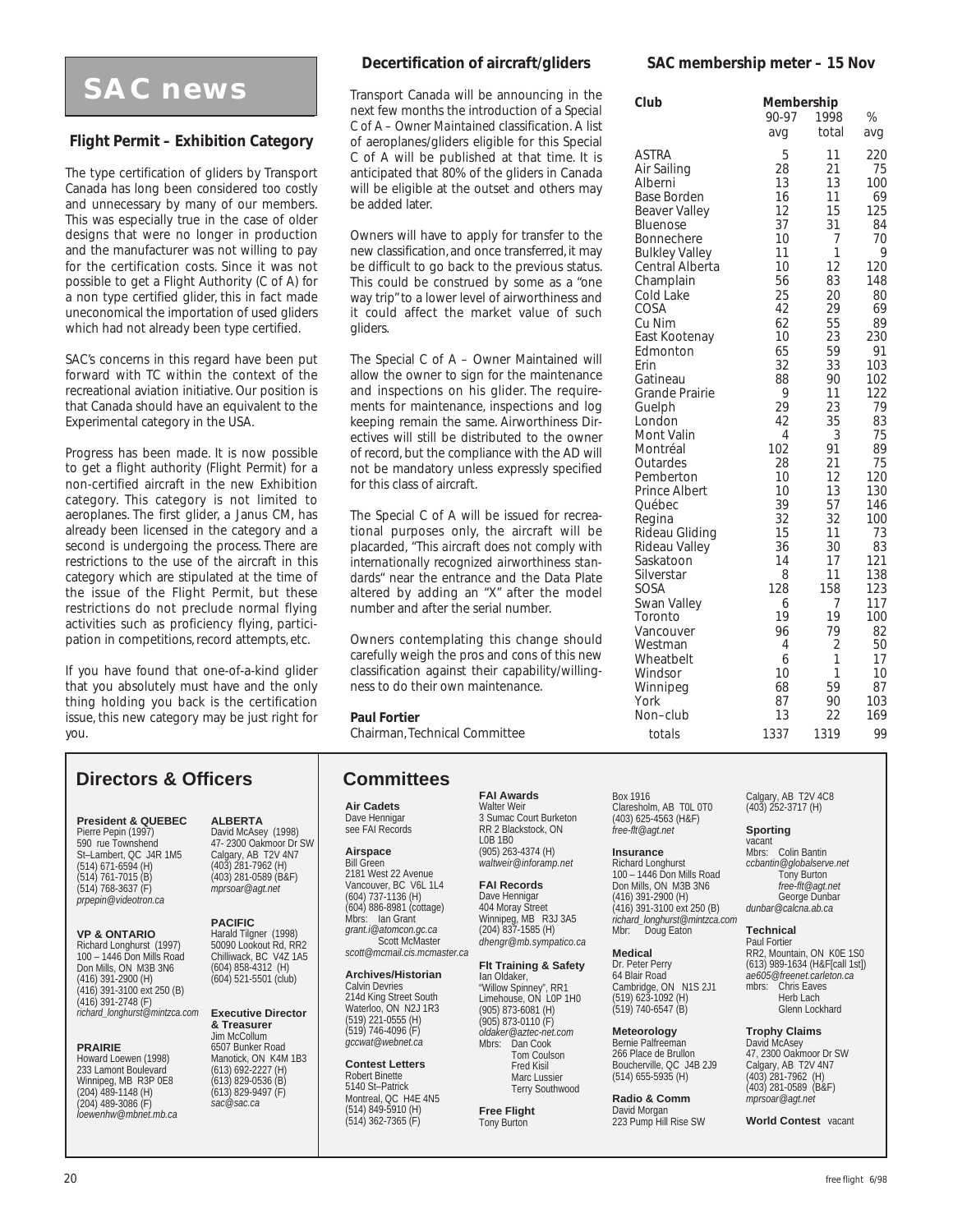# SAC news

### Flight Permit – Exhibition Category

The type certification of gliders by Transport Canada has long been considered too costly and unnecessary by many of our members. This was especially true in the case of older designs that were no longer in production and the manufacturer was not willing to pay for the certification costs. Since it was not possible to get a Flight Authority (C of A) for a non type certified glider, this in fact made uneconomical the importation of used gliders which had not already been type certified.

SAC's concerns in this regard have been put forward with TC within the context of the recreational aviation initiative. Our position is that Canada should have an equivalent to the Experimental category in the USA.

Progress has been made. It is now possible to get a flight authority (Flight Permit) for a non-certified aircraft in the new Exhibition category. This category is not limited to aeroplanes. The first glider, a Janus CM, has already been licensed in the category and a second is undergoing the process. There are restrictions to the use of the aircraft in this category which are stipulated at the time of the issue of the Flight Permit, but these restrictions do not preclude normal flying activities such as proficiency flying, participation in competitions, record attempts, etc.

If you have found that one-of-a-kind glider that you absolutely must have and the only thing holding you back is the certification issue, this new category may be just right for you.

### Decertification of aircraft/gliders

Transport Canada will be announcing in the next few months the introduction of a *Special C of A – Owner Maintained* classification. A list of aeroplanes/gliders eligible for this Special C of A will be published at that time. It is anticipated that 80% of the gliders in Canada will be eligible at the outset and others may be added later.

Owners will have to apply for transfer to the new classification, and once transferred, it may be difficult to go back to the previous status. This could be construed by some as a "one way trip" to a lower level of airworthiness and it could affect the market value of such gliders.

The Special C of A – Owner Maintained will allow the owner to sign for the maintenance and inspections on his glider. The requirements for maintenance, inspections and log keeping remain the same. Airworthiness Directives will still be distributed to the owner of record, but the compliance with the AD will not be mandatory unless expressly specified for this class of aircraft.

The Special C of A will be issued for recreational purposes only, the aircraft will be placarded, *"This aircraft does not comply with internationally recognized airworthiness standards"* near the entrance and the Data Plate altered by adding an "X" after the model number and after the serial number.

Owners contemplating this change should carefully weigh the pros and cons of this new classification against their capability/willingness to do their own maintenance.

**Paul Fortier**
Chairman, Technical Committee

### SAC membership meter – 15 Nov

| Club | Membership 90-97 avg | 1998 total | % avg |
|---|---|---|---|
| ASTRA | 5 | 11 | 220 |
| Air Sailing | 28 | 21 | 75 |
| Alberni | 13 | 13 | 100 |
| Base Borden | 16 | 11 | 69 |
| Beaver Valley | 12 | 15 | 125 |
| Bluenose | 37 | 31 | 84 |
| Bonnechere | 10 | 7 | 70 |
| Bulkley Valley | 11 | 1 | 9 |
| Central Alberta | 10 | 12 | 120 |
| Champlain | 56 | 83 | 148 |
| Cold Lake | 25 | 20 | 80 |
| COSA | 42 | 29 | 69 |
| Cu Nim | 62 | 55 | 89 |
| East Kootenay | 10 | 23 | 230 |
| Edmonton | 65 | 59 | 91 |
| Erin | 32 | 33 | 103 |
| Gatineau | 88 | 90 | 102 |
| Grande Prairie | 9 | 11 | 122 |
| Guelph | 29 | 23 | 79 |
| London | 42 | 35 | 83 |
| Mont Valin | 4 | 3 | 75 |
| Montréal | 102 | 91 | 89 |
| Outardes | 28 | 21 | 75 |
| Pemberton | 10 | 12 | 120 |
| Prince Albert | 10 | 13 | 130 |
| Québec | 39 | 57 | 146 |
| Regina | 32 | 32 | 100 |
| Rideau Gliding | 15 | 11 | 73 |
| Rideau Valley | 36 | 30 | 83 |
| Saskatoon | 14 | 17 | 121 |
| Silverstar | 8 | 11 | 138 |
| SOSA | 128 | 158 | 123 |
| Swan Valley | 6 | 7 | 117 |
| Toronto | 19 | 19 | 100 |
| Vancouver | 96 | 79 | 82 |
| Westman | 4 | 2 | 50 |
| Wheatbelt | 6 | 1 | 17 |
| Windsor | 10 | 1 | 10 |
| Winnipeg | 68 | 59 | 87 |
| York | 87 | 90 | 103 |
| Non–club | 13 | 22 | 169 |
| totals | 1337 | 1319 | 99 |

## Directors & Officers

**President & QUEBEC**
Pierre Pepin (1997)
590 rue Townshend
St–Lambert, QC J4R 1M5
(514) 671-6594 (H)
(514) 761-7015 (B)
(514) 768-3637 (F)
*prpepin@videotron.ca*

**VP & ONTARIO**
Richard Longhurst (1997)
100 – 1446 Don Mills Road
Don Mills, ON M3B 3N6
(416) 391-2900 (H)
(416) 391-3100 ext 250 (B)
(416) 391-2748 (F)
*richard_longhurst@mintzca.com*

**PRAIRIE**
Howard Loewen (1998)
233 Lamont Boulevard
Winnipeg, MB R3P 0E8
(204) 489-1148 (H)
(204) 489-3086 (F)
*loewenhw@mbnet.mb.ca*

**ALBERTA**
David McAsey (1998)
47- 2300 Oakmoor Dr SW
Calgary, AB T2V 4N7
(403) 281-7962 (H)
(403) 281-0589 (B&F)
*mprsoar@agt.net*

**PACIFIC**
Harald Tilgner (1998)
50090 Lookout Rd, RR2
Chilliwack, BC V4Z 1A5
(604) 858-4312 (H)
(604) 521-5501 (club)

**Executive Director & Treasurer**
Jim McCollum
6507 Bunker Road
Manotick, ON K4M 1B3
(613) 692-2227 (H)
(613) 829-0536 (B)
(613) 829-9497 (F)
*sac@sac.ca*

## Committees

**Air Cadets**
Dave Hennigar
see FAI Records

**Airspace**
Bill Green
2181 West 22 Avenue
Vancouver, BC V6L 1L4
(604) 737-1136 (H)
(604) 886-8981 (cottage)
Mbrs: Ian Grant
*grant.i@atomcon.gc.ca*
Scott McMaster
*scott@mcmail.cis.mcmaster.ca*

**Archives/Historian**
Calvin Devries
214d King Street South
Waterloo, ON N2J 1R3
(519) 221-0555 (H)
(519) 746-4096 (F)
*gccwat@webnet.ca*

**Contest Letters**
Robert Binette
5140 St–Patrick
Montreal, QC H4E 4N5
(514) 849-5910 (H)
(514) 362-7365 (F)

**FAI Awards**
Walter Weir
3 Sumac Court Burketon
RR 2 Blackstock, ON
L0B 1B0
(905) 263-4374 (H)
*waltweir@inforamp.net*

**FAI Records**
Dave Hennigar
404 Moray Street
Winnipeg, MB R3J 3A5
(204) 837-1585 (H)
*dhengr@mb.sympatico.ca*

**Flt Training & Safety**
Ian Oldaker,
"Willow Spinney", RR1
Limehouse, ON L0P 1H0
(905) 873-6081 (H)
(905) 873-0110 (F)
*oldaker@aztec-net.com*
Mbrs: Dan Cook
Tom Coulson
Fred Kisil
Marc Lussier
Terry Southwood

**Free Flight**
Tony Burton
Box 1916
Claresholm, AB T0L 0T0
(403) 625-4563 (H&F)
*free-flt@agt.net*

**Insurance**
Richard Longhurst
100 – 1446 Don Mills Road
Don Mills, ON M3B 3N6
(416) 391-2900 (H)
(416) 391-3100 ext 250 (B)
*richard_longhurst@mintzca.com*
Mbr: Doug Eaton

**Medical**
Dr. Peter Perry
64 Blair Road
Cambridge, ON N1S 2J1
(519) 623-1092 (H)
(519) 740-6547 (B)

**Meteorology**
Bernie Palfreeman
266 Place de Brullon
Boucherville, QC J4B 2J9
(514) 655-5935 (H)

**Radio & Comm**
David Morgan
223 Pump Hill Rise SW
Calgary, AB T2V 4C8
(403) 252-3717 (H)

**Sporting**
vacant
Mbrs: Colin Bantin
*ccbantin@globalserve.net*
Tony Burton
*free-flt@agt.net*
George Dunbar
*dunbar@calcna.ab.ca*

**Technical**
Paul Fortier
RR2, Mountain, ON K0E 1S0
(613) 989-1634 (H&F[call 1st])
*ae605@freenet.carleton.ca*
mbrs: Chris Eaves
Herb Lach
Glenn Lockhard

**Trophy Claims**
David McAsey
47, 2300 Oakmoor Dr SW
Calgary, AB T2V 4N7
(403) 281-7962 (H)
(403) 281-0589 (B&F)
*mprsoar@agt.net*

**World Contest** vacant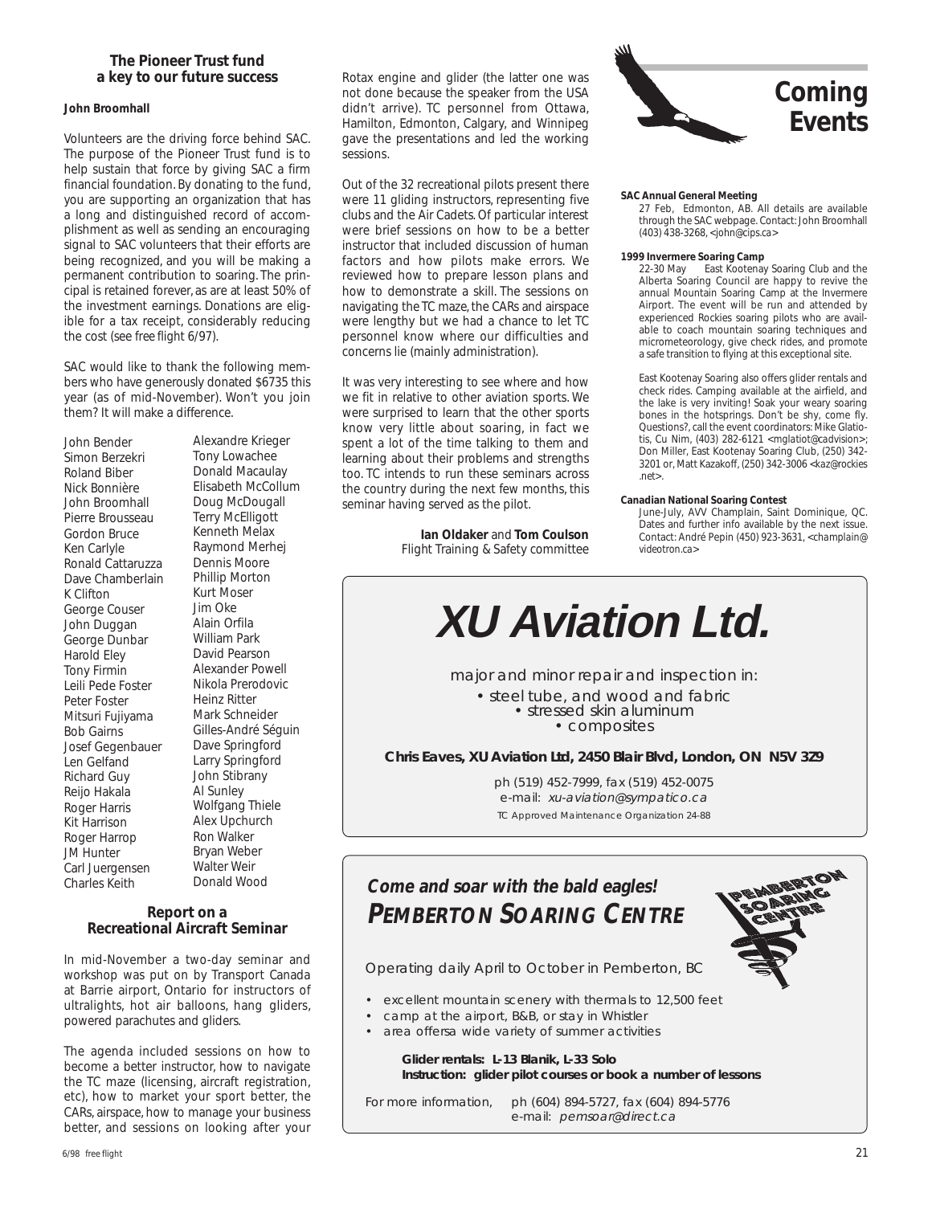## The Pioneer Trust fund a key to our future success

**John Broomhall**

Volunteers are the driving force behind SAC. The purpose of the Pioneer Trust fund is to help sustain that force by giving SAC a firm financial foundation. By donating to the fund, you are supporting an organization that has a long and distinguished record of accomplishment as well as sending an encouraging signal to SAC volunteers that their efforts are being recognized, and you will be making a permanent contribution to soaring. The principal is retained forever, as are at least 50% of the investment earnings. Donations are eligible for a tax receipt, considerably reducing the cost (see free flight 6/97).

SAC would like to thank the following members who have generously donated $6735 this year (as of mid-November). Won't you join them? It will make a difference.

John Bender
Simon Berzekri
Roland Biber
Nick Bonnière
John Broomhall
Pierre Brousseau
Gordon Bruce
Ken Carlyle
Ronald Cattaruzza
Dave Chamberlain
K Clifton
George Couser
John Duggan
George Dunbar
Harold Eley
Tony Firmin
Leili Pede Foster
Peter Foster
Mitsuri Fujiyama
Bob Gairns
Josef Gegenbauer
Len Gelfand
Richard Guy
Reijo Hakala
Roger Harris
Kit Harrison
Roger Harrop
JM Hunter
Carl Juergensen
Charles Keith
Alexandre Krieger
Tony Lowachee
Donald Macaulay
Elisabeth McCollum
Doug McDougall
Terry McElligott
Kenneth Melax
Raymond Merhej
Dennis Moore
Phillip Morton
Kurt Moser
Jim Oke
Alain Orfila
William Park
David Pearson
Alexander Powell
Nikola Prerodovic
Heinz Ritter
Mark Schneider
Gilles-André Séguin
Dave Springford
Larry Springford
John Stibrany
Al Sunley
Wolfgang Thiele
Alex Upchurch
Ron Walker
Bryan Weber
Walter Weir
Donald Wood

## Report on a Recreational Aircraft Seminar

In mid-November a two-day seminar and workshop was put on by Transport Canada at Barrie airport, Ontario for instructors of ultralights, hot air balloons, hang gliders, powered parachutes and gliders.

The agenda included sessions on how to become a better instructor, how to navigate the TC maze (licensing, aircraft registration, etc), how to market your sport better, the CARs, airspace, how to manage your business better, and sessions on looking after your Rotax engine and glider (the latter one was not done because the speaker from the USA didn't arrive). TC personnel from Ottawa, Hamilton, Edmonton, Calgary, and Winnipeg gave the presentations and led the working sessions.

Out of the 32 recreational pilots present there were 11 gliding instructors, representing five clubs and the Air Cadets. Of particular interest were brief sessions on how to be a better instructor that included discussion of human factors and how pilots make errors. We reviewed how to prepare lesson plans and how to demonstrate a skill. The sessions on navigating the TC maze, the CARs and airspace were lengthy but we had a chance to let TC personnel know where our difficulties and concerns lie (mainly administration).

It was very interesting to see where and how we fit in relative to other aviation sports. We were surprised to learn that the other sports know very little about soaring, in fact we spent a lot of the time talking to them and learning about their problems and strengths too. TC intends to run these seminars across the country during the next few months, this seminar having served as the pilot.

**Ian Oldaker** and **Tom Coulson**
Flight Training & Safety committee

# Coming Events

**SAC Annual General Meeting**
27 Feb, Edmonton, AB. All details are available through the SAC webpage. Contact: John Broomhall (403) 438-3268, <john@cips.ca>

**1999 Invermere Soaring Camp**
22-30 May East Kootenay Soaring Club and the Alberta Soaring Council are happy to revive the annual Mountain Soaring Camp at the Invermere Airport. The event will be run and attended by experienced Rockies soaring pilots who are available to coach mountain soaring techniques and micrometeorology, give check rides, and promote a safe transition to flying at this exceptional site.

East Kootenay Soaring also offers glider rentals and check rides. Camping available at the airfield, and the lake is very inviting! Soak your weary soaring bones in the hotsprings. Don't be shy, come fly. Questions?, call the event coordinators: Mike Glatiotis, Cu Nim, (403) 282-6121 <mglatiot@cadvision>; Don Miller, East Kootenay Soaring Club, (250) 342-3201 or, Matt Kazakoff, (250) 342-3006 <kaz@rockies.net>.

**Canadian National Soaring Contest**
June-July, AVV Champlain, Saint Dominique, QC. Dates and further info available by the next issue. Contact: André Pepin (450) 923-3631, <champlain@videotron.ca>

---

# XU Aviation Ltd.

major and minor repair and inspection in:

- steel tube, and wood and fabric
- stressed skin aluminum
- composites

**Chris Eaves, XU Aviation Ltd, 2450 Blair Blvd, London, ON N5V 3Z9**

ph (519) 452-7999, fax (519) 452-0075
e-mail: *xu-aviation@sympatico.ca*
TC Approved Maintenance Organization 24-88

---

***Come and soar with the bald eagles!***
***PEMBERTON SOARING CENTRE***

PEMBERTON SOARING CENTRE

Operating daily April to October in Pemberton, BC

- excellent mountain scenery with thermals to 12,500 feet
- camp at the airport, B&B, or stay in Whistler
- area offersa wide variety of summer activities

**Glider rentals: L-13 Blanik, L-33 Solo**
**Instruction: glider pilot courses or book a number of lessons**

For more information, ph (604) 894-5727, fax (604) 894-5776
e-mail: *pemsoar@direct.ca*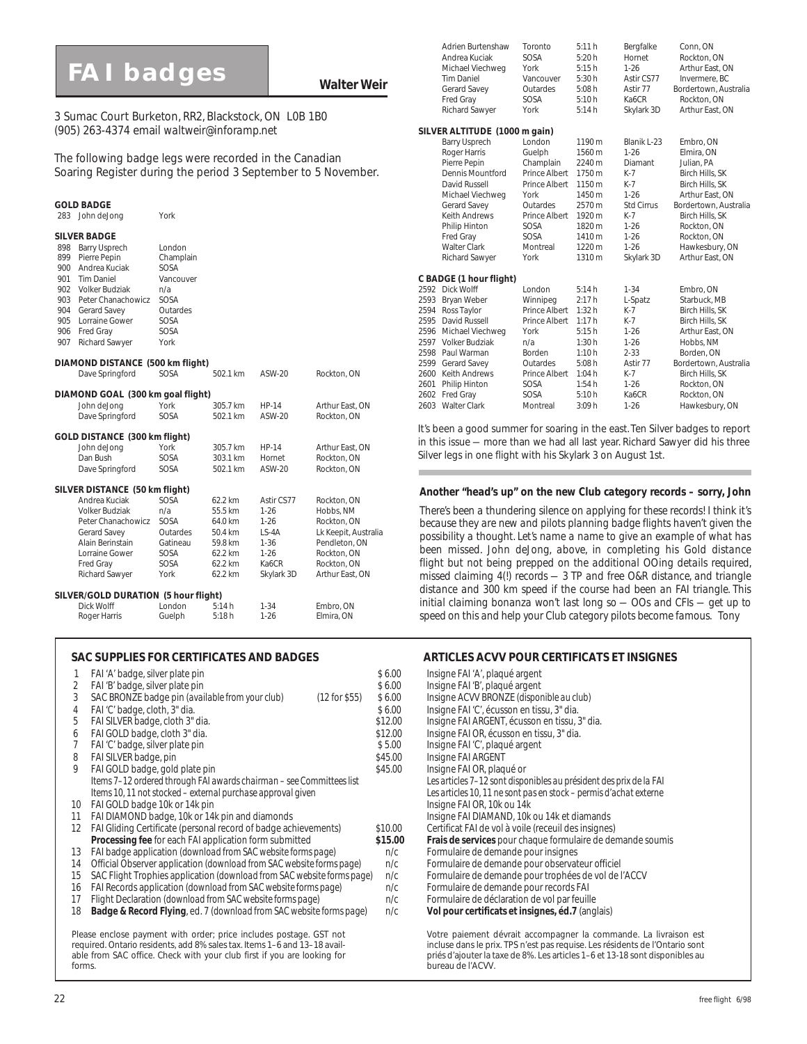# FAI badges

**Walter Weir**

3 Sumac Court Burketon, RR2, Blackstock, ON L0B 1B0
(905) 263-4374 email waltweir@inforamp.net

The following badge legs were recorded in the Canadian Soaring Register during the period 3 September to 5 November.

**GOLD BADGE**

| | | |
|---|---|---|
| 283 | John deJong | York |

**SILVER BADGE**

| | | |
|---|---|---|
| 898 | Barry Usprech | London |
| 899 | Pierre Pepin | Champlain |
| 900 | Andrea Kuciak | SOSA |
| 901 | Tim Daniel | Vancouver |
| 902 | Volker Budziak | n/a |
| 903 | Peter Chanachowicz | SOSA |
| 904 | Gerard Savey | Outardes |
| 905 | Lorraine Gower | SOSA |
| 906 | Fred Gray | SOSA |
| 907 | Richard Sawyer | York |

**DIAMOND DISTANCE (500 km flight)**

| | | | | |
|---|---|---|---|---|
| Dave Springford | SOSA | 502.1 km | ASW-20 | Rockton, ON |

**DIAMOND GOAL (300 km goal flight)**

| | | | | |
|---|---|---|---|---|
| John deJong | York | 305.7 km | HP-14 | Arthur East, ON |
| Dave Springford | SOSA | 502.1 km | ASW-20 | Rockton, ON |

**GOLD DISTANCE (300 km flight)**

| | | | | |
|---|---|---|---|---|
| John deJong | York | 305.7 km | HP-14 | Arthur East, ON |
| Dan Bush | SOSA | 303.1 km | Hornet | Rockton, ON |
| Dave Springford | SOSA | 502.1 km | ASW-20 | Rockton, ON |

**SILVER DISTANCE (50 km flight)**

| | | | | |
|---|---|---|---|---|
| Andrea Kuciak | SOSA | 62.2 km | Astir CS77 | Rockton, ON |
| Volker Budziak | n/a | 55.5 km | 1-26 | Hobbs, NM |
| Peter Chanachowicz | SOSA | 64.0 km | 1-26 | Rockton, ON |
| Gerard Savey | Outardes | 50.4 km | LS-4A | Lk Keepit, Australia |
| Alain Berinstain | Gatineau | 59.8 km | 1-36 | Pendleton, ON |
| Lorraine Gower | SOSA | 62.2 km | 1-26 | Rockton, ON |
| Fred Gray | SOSA | 62.2 km | Ka6CR | Rockton, ON |
| Richard Sawyer | York | 62.2 km | Skylark 3D | Arthur East, ON |

**SILVER/GOLD DURATION (5 hour flight)**

| | | | | |
|---|---|---|---|---|
| Dick Wolff | London | 5:14 h | 1-34 | Embro, ON |
| Roger Harris | Guelph | 5:18 h | 1-26 | Elmira, ON |
| Adrien Burtenshaw | Toronto | 5:11 h | Bergfalke | Conn, ON |
| Andrea Kuciak | SOSA | 5:20 h | Hornet | Rockton, ON |
| Michael Viechweg | York | 5:15 h | 1-26 | Arthur East, ON |
| Tim Daniel | Vancouver | 5:30 h | Astir CS77 | Invermere, BC |
| Gerard Savey | Outardes | 5:08 h | Astir 77 | Bordertown, Australia |
| Fred Gray | SOSA | 5:10 h | Ka6CR | Rockton, ON |
| Richard Sawyer | York | 5:14 h | Skylark 3D | Arthur East, ON |

**SILVER ALTITUDE (1000 m gain)**

| | | | | |
|---|---|---|---|---|
| Barry Usprech | London | 1190 m | Blanik L-23 | Embro, ON |
| Roger Harris | Guelph | 1560 m | 1-26 | Elmira, ON |
| Pierre Pepin | Champlain | 2240 m | Diamant | Julian, PA |
| Dennis Mountford | Prince Albert | 1750 m | K-7 | Birch Hills, SK |
| David Russell | Prince Albert | 1150 m | K-7 | Birch Hills, SK |
| Michael Viechweg | York | 1450 m | 1-26 | Arthur East, ON |
| Gerard Savey | Outardes | 2570 m | Std Cirrus | Bordertown, Australia |
| Keith Andrews | Prince Albert | 1920 m | K-7 | Birch Hills, SK |
| Philip Hinton | SOSA | 1820 m | 1-26 | Rockton, ON |
| Fred Gray | SOSA | 1410 m | 1-26 | Rockton, ON |
| Walter Clark | Montreal | 1220 m | 1-26 | Hawkesbury, ON |
| Richard Sawyer | York | 1310 m | Skylark 3D | Arthur East, ON |

**C BADGE (1 hour flight)**

| | | | | | |
|---|---|---|---|---|---|
| 2592 | Dick Wolff | London | 5:14 h | 1-34 | Embro, ON |
| 2593 | Bryan Weber | Winnipeg | 2:17 h | L-Spatz | Starbuck, MB |
| 2594 | Ross Taylor | Prince Albert | 1:32 h | K-7 | Birch Hills, SK |
| 2595 | David Russell | Prince Albert | 1:17 h | K-7 | Birch Hills, SK |
| 2596 | Michael Viechweg | York | 5:15 h | 1-26 | Arthur East, ON |
| 2597 | Volker Budziak | n/a | 1:30 h | 1-26 | Hobbs, NM |
| 2598 | Paul Warman | Borden | 1:10 h | 2-33 | Borden, ON |
| 2599 | Gerard Savey | Outardes | 5:08 h | Astir 77 | Bordertown, Australia |
| 2600 | Keith Andrews | Prince Albert | 1:04 h | K-7 | Birch Hills, SK |
| 2601 | Philip Hinton | SOSA | 1:54 h | 1-26 | Rockton, ON |
| 2602 | Fred Gray | SOSA | 5:10 h | Ka6CR | Rockton, ON |
| 2603 | Walter Clark | Montreal | 3:09 h | 1-26 | Hawkesbury, ON |

It's been a good summer for soaring in the east. Ten Silver badges to report in this issue — more than we had all last year. Richard Sawyer did his three Silver legs in one flight with his Skylark 3 on August 1st.

**Another "head's up" on the new Club category records – sorry, John**

There's been a thundering silence on applying for these records! I think it's because they are new and pilots planning badge flights haven't given the possibility a thought. Let's name a name to give an example of what has been missed. John deJong, above, in completing his Gold distance flight but not being prepped on the additional OOing details required, missed claiming 4(!) records — 3 TP and free O&R distance, and triangle distance and 300 km speed if the course had been an FAI triangle. This initial claiming bonanza won't last long so — OOs and CFIs — get up to speed on this and help your Club category pilots become famous. Tony

**SAC SUPPLIES FOR CERTIFICATES AND BADGES**

| | | |
|---|---|---|
| 1 | FAI 'A' badge, silver plate pin | $ 6.00 |
| 2 | FAI 'B' badge, silver plate pin | $ 6.00 |
| 3 | SAC BRONZE badge pin (available from your club) (12 for $55) | $ 6.00 |
| 4 | FAI 'C' badge, cloth, 3" dia. | $ 6.00 |
| 5 | FAI SILVER badge, cloth 3" dia. | $12.00 |
| 6 | FAI GOLD badge, cloth 3" dia. | $12.00 |
| 7 | FAI 'C' badge, silver plate pin | $ 5.00 |
| 8 | FAI SILVER badge, pin | $45.00 |
| 9 | FAI GOLD badge, gold plate pin | $45.00 |
| | *Items 7–12 ordered through FAI awards chairman – see Committees list* | |
| | *Items 10, 11 not stocked – external purchase approval given* | |
| 10 | FAI GOLD badge 10k or 14k pin | |
| 11 | FAI DIAMOND badge, 10k or 14k pin and diamonds | |
| 12 | FAI Gliding Certificate (personal record of badge achievements) | $10.00 |
| | **Processing fee** for each FAI application form submitted | **$15.00** |
| 13 | FAI badge application (download from SAC website forms page) | n/c |
| 14 | Official Observer application (download from SAC website forms page) | n/c |
| 15 | SAC Flight Trophies application (download from SAC website forms page) | n/c |
| 16 | FAI Records application (download from SAC website forms page) | n/c |
| 17 | Flight Declaration (download from SAC website forms page) | n/c |
| 18 | **Badge & Record Flying**, ed. 7 (download from SAC website forms page) | n/c |

Please enclose payment with order; price includes postage. GST not required. Ontario residents, add 8% sales tax. Items 1–6 and 13–18 available from SAC office. Check with your club first if you are looking for forms.

**ARTICLES ACVV POUR CERTIFICATS ET INSIGNES**

Insigne FAI 'A', plaqué argent
Insigne FAI 'B', plaqué argent
Insigne ACVV BRONZE (disponible au club)
Insigne FAI 'C', écusson en tissu, 3" dia.
Insigne FAI ARGENT, écusson en tissu, 3" dia.
Insigne FAI OR, écusson en tissu, 3" dia.
Insigne FAI 'C', plaqué argent
Insigne FAI ARGENT
Insigne FAI OR, plaqué or
*Les articles 7–12 sont disponibles au président des prix de la FAI*
*Les articles 10, 11 ne sont pas en stock – permis d'achat externe*
Insigne FAI OR, 10k ou 14k
Insigne FAI DIAMAND, 10k ou 14k et diamands
Certificat FAI de vol à voile (receuil des insignes)
**Frais de services** pour chaque formulaire de demande soumis
Formulaire de demande pour insignes
Formulaire de demande pour observateur officiel
Formulaire de demande pour trophées de vol de l'ACCV
Formulaire de demande pour records FAI
Formulaire de déclaration de vol par feuille
**Vol pour certificats et insignes, éd.7** (anglais)

Votre paiement dévrait accompagner la commande. La livraison est incluse dans le prix. TPS n'est pas requise. Les résidents de l'Ontario sont priés d'ajouter la taxe de 8%. Les articles 1–6 et 13-18 sont disponibles au bureau de l'ACVV.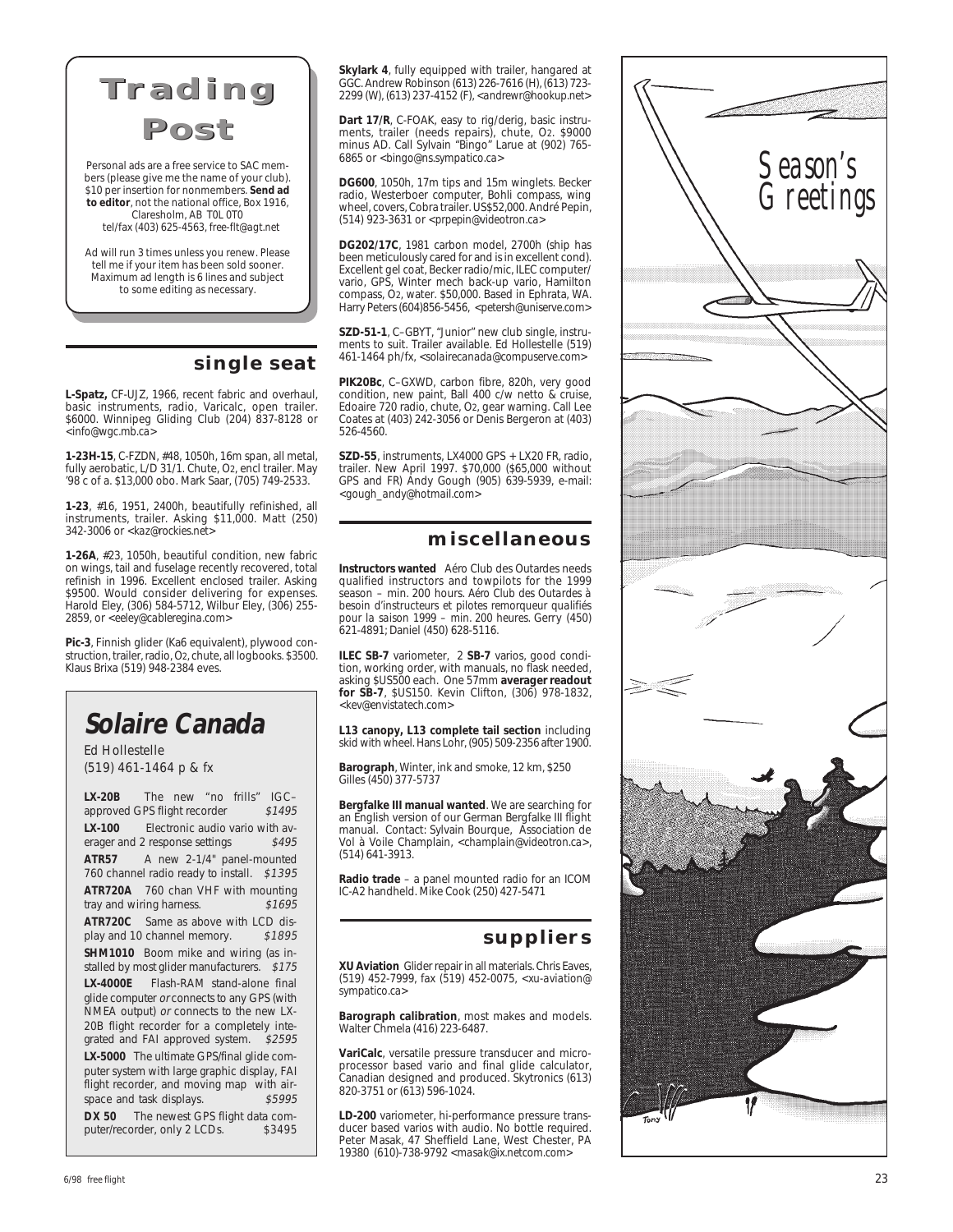# Trading Post

Personal ads are a free service to SAC members (please give me the name of your club). $10 per insertion for nonmembers. **Send ad to editor**, not the national office, Box 1916, Claresholm, AB T0L 0T0 tel/fax (403) 625-4563, free-flt@agt.net

Ad will run 3 times unless you renew. Please tell me if your item has been sold sooner. Maximum ad length is 6 lines and subject to some editing as necessary.

## single seat

**L-Spatz,** CF-UJZ, 1966, recent fabric and overhaul, basic instruments, radio, Varicalc, open trailer. $6000. Winnipeg Gliding Club (204) 837-8128 or <info@wgc.mb.ca>

**1-23H-15**, C-FZDN, #48, 1050h, 16m span, all metal, fully aerobatic, L/D 31/1. Chute, O2, encl trailer. May '98 c of a. $13,000 obo. Mark Saar, (705) 749-2533.

**1-23**, #16, 1951, 2400h, beautifully refinished, all instruments, trailer. Asking $11,000. Matt (250) 342-3006 or <kaz@rockies.net>

**1-26A**, #23, 1050h, beautiful condition, new fabric on wings, tail and fuselage recently recovered, total refinish in 1996. Excellent enclosed trailer. Asking $9500. Would consider delivering for expenses. Harold Eley, (306) 584-5712, Wilbur Eley, (306) 255-2859, or <eeley@cableregina.com>

**Pic-3**, Finnish glider (Ka6 equivalent), plywood construction, trailer, radio, O2, chute, all logbooks. $3500. Klaus Brixa (519) 948-2384 eves.

**Skylark 4**, fully equipped with trailer, hangared at GGC. Andrew Robinson (613) 226-7616 (H), (613) 723-2299 (W), (613) 237-4152 (F), <andrewr@hookup.net>

**Dart 17/R**, C-FOAK, easy to rig/derig, basic instruments, trailer (needs repairs), chute, O2. $9000 minus AD. Call Sylvain "Bingo" Larue at (902) 765-6865 or <bingo@ns.sympatico.ca>

**DG600**, 1050h, 17m tips and 15m winglets. Becker radio, Westerboer computer, Bohli compass, wing wheel, covers, Cobra trailer. US$52,000. André Pepin, (514) 923-3631 or <prpepin@videotron.ca>

**DG202/17C**, 1981 carbon model, 2700h (ship has been meticulously cared for and is in excellent cond). Excellent gel coat, Becker radio/mic, ILEC computer/vario, GPS, Winter mech back-up vario, Hamilton compass, O2, water. $50,000. Based in Ephrata, WA. Harry Peters (604)856-5456, <petersh@uniserve.com>

**SZD-51-1**, C–GBYT, "Junior" new club single, instruments to suit. Trailer available. Ed Hollestelle (519) 461-1464 ph/fx, <solairecanada@compuserve.com>

**PIK20Bc**, C–GXWD, carbon fibre, 820h, very good condition, new paint, Ball 400 c/w netto & cruise, Edoaire 720 radio, chute, O2, gear warning. Call Lee Coates at (403) 242-3056 or Denis Bergeron at (403) 526-4560.

**SZD-55**, instruments, LX4000 GPS + LX20 FR, radio, trailer. New April 1997. $70,000 ($65,000 without GPS and FR) Andy Gough (905) 639-5939, e-mail: <gough_andy@hotmail.com>

## Solaire Canada

Ed Hollestelle
(519) 461-1464 p & fx

**LX-20B** The new "no frills" IGC–approved GPS flight recorder *$1495*

**LX-100** Electronic audio vario with averager and 2 response settings *$495*

**ATR57** A new 2-1/4" panel-mounted 760 channel radio ready to install. *$1395*

**ATR720A** 760 chan VHF with mounting tray and wiring harness. *$1695*

**ATR720C** Same as above with LCD display and 10 channel memory. *$1895*

**SHM1010** Boom mike and wiring (as installed by most glider manufacturers. *$175*

**LX-4000E** Flash-RAM stand-alone final glide computer *or* connects to any GPS (with NMEA output) *or* connects to the new LX-20B flight recorder for a completely integrated and FAI approved system. *$2595*

**LX-5000** The ultimate GPS/final glide computer system with large graphic display, FAI flight recorder, and moving map with airspace and task displays. *$5995*

**DX 50** The newest GPS flight data computer/recorder, only 2 LCDs. $3495

## miscellaneous

**Instructors wanted** Aéro Club des Outardes needs qualified instructors and towpilots for the 1999 season – min. 200 hours. Aéro Club des Outardes à besoin d'instructeurs et pilotes remorqueur qualifiés pour la saison 1999 – min. 200 heures. Gerry (450) 621-4891; Daniel (450) 628-5116.

**ILEC SB-7** variometer, 2 **SB-7** varios, good condition, working order, with manuals, no flask needed, asking $US500 each. One 57mm **averager readout for SB-7**, $US150. Kevin Clifton, (306) 978-1832, <kev@envistatech.com>

**L13 canopy, L13 complete tail section** including skid with wheel. Hans Lohr, (905) 509-2356 after 1900.

**Barograph**, Winter, ink and smoke, 12 km, $250 Gilles (450) 377-5737

**Bergfalke III manual wanted**. We are searching for an English version of our German Bergfalke III flight manual. Contact: Sylvain Bourque, Association de Vol à Voile Champlain, <champlain@videotron.ca>, (514) 641-3913.

**Radio trade** – a panel mounted radio for an ICOM IC-A2 handheld. Mike Cook (250) 427-5471

## suppliers

**XU Aviation** Glider repair in all materials. Chris Eaves, (519) 452-7999, fax (519) 452-0075, <xu-aviation@sympatico.ca>

**Barograph calibration**, most makes and models. Walter Chmela (416) 223-6487.

**VariCalc**, versatile pressure transducer and microprocessor based vario and final glide calculator, Canadian designed and produced. Skytronics (613) 820-3751 or (613) 596-1024.

**LD-200** variometer, hi-performance pressure transducer based varios with audio. No bottle required. Peter Masak, 47 Sheffield Lane, West Chester, PA 19380 (610)-738-9792 <masak@ix.netcom.com>

Season's Greetings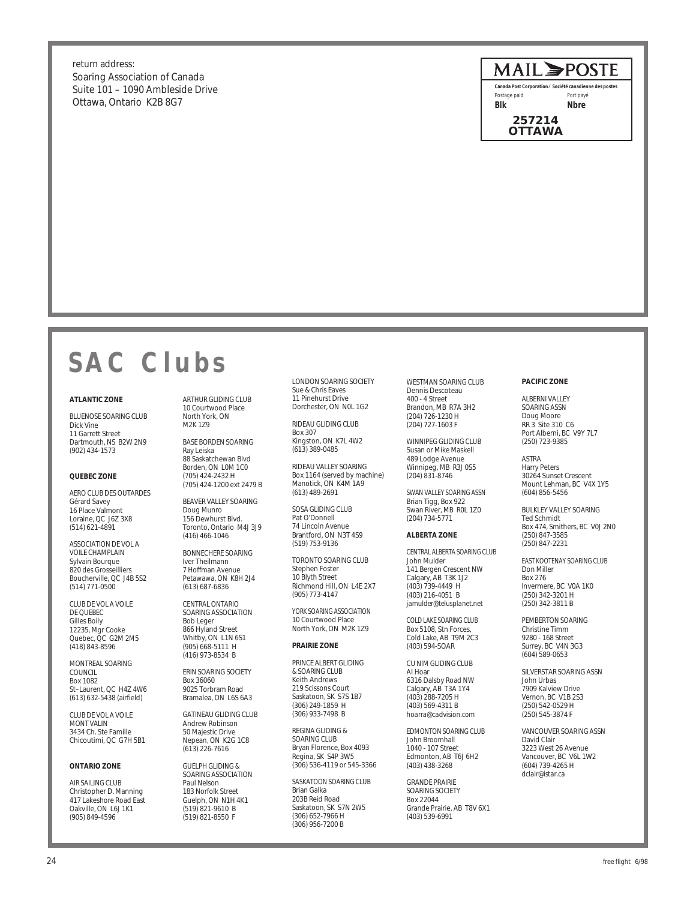return address:
Soaring Association of Canada
Suite 101 – 1090 Ambleside Drive
Ottawa, Ontario K2B 8G7

MAIL POSTE
Canada Post Corporation / Société canadienne des postes
Postage paid Port payé
Blk Nbre
257214
OTTAWA

# SAC Clubs

**ATLANTIC ZONE**

BLUENOSE SOARING CLUB
Dick Vine
11 Garrett Street
Dartmouth, NS B2W 2N9
(902) 434-1573

**QUEBEC ZONE**

AERO CLUB DES OUTARDES
Gérard Savey
16 Place Valmont
Loraine, QC J6Z 3X8
(514) 621-4891

ASSOCIATION DE VOL A VOILE CHAMPLAIN
Sylvain Bourque
820 des Grosseilliers
Boucherville, QC J4B 5S2
(514) 771-0500

CLUB DE VOL A VOILE DE QUEBEC
Gilles Boily
12235, Mgr Cooke
Quebec, QC G2M 2M5
(418) 843-8596

MONTREAL SOARING COUNCIL
Box 1082
St–Laurent, QC H4Z 4W6
(613) 632-5438 (airfield)

CLUB DE VOL A VOILE MONT VALIN
3434 Ch. Ste Famille
Chicoutimi, QC G7H 5B1

**ONTARIO ZONE**

AIR SAILING CLUB
Christopher D. Manning
417 Lakeshore Road East
Oakville, ON L6J 1K1
(905) 849-4596

ARTHUR GLIDING CLUB
10 Courtwood Place
North York, ON
M2K 1Z9

BASE BORDEN SOARING
Ray Leiska
88 Saskatchewan Blvd
Borden, ON L0M 1C0
(705) 424-2432 H
(705) 424-1200 ext 2479 B

BEAVER VALLEY SOARING
Doug Munro
156 Dewhurst Blvd.
Toronto, Ontario M4J 3J9
(416) 466-1046

BONNECHERE SOARING
Iver Theilmann
7 Hoffman Avenue
Petawawa, ON K8H 2J4
(613) 687-6836

CENTRAL ONTARIO SOARING ASSOCIATION
Bob Leger
866 Hyland Street
Whitby, ON L1N 6S1
(905) 668-5111 H
(416) 973-8534 B

ERIN SOARING SOCIETY
Box 36060
9025 Torbram Road
Bramalea, ON L6S 6A3

GATINEAU GLIDING CLUB
Andrew Robinson
50 Majestic Drive
Nepean, ON K2G 1C8
(613) 226-7616

GUELPH GLIDING & SOARING ASSOCIATION
Paul Nelson
183 Norfolk Street
Guelph, ON N1H 4K1
(519) 821-9610 B
(519) 821-8550 F

LONDON SOARING SOCIETY
Sue & Chris Eaves
11 Pinehurst Drive
Dorchester, ON N0L 1G2

RIDEAU GLIDING CLUB
Box 307
Kingston, ON K7L 4W2
(613) 389-0485

RIDEAU VALLEY SOARING
Box 1164 (served by machine)
Manotick, ON K4M 1A9
(613) 489-2691

SOSA GLIDING CLUB
Pat O'Donnell
74 Lincoln Avenue
Brantford, ON N3T 4S9
(519) 753-9136

TORONTO SOARING CLUB
Stephen Foster
10 Blyth Street
Richmond Hill, ON L4E 2X7
(905) 773-4147

YORK SOARING ASSOCIATION
10 Courtwood Place
North York, ON M2K 1Z9

**PRAIRIE ZONE**

PRINCE ALBERT GLIDING & SOARING CLUB
Keith Andrews
219 Scissons Court
Saskatoon, SK S7S 1B7
(306) 249-1859 H
(306) 933-7498 B

REGINA GLIDING & SOARING CLUB
Bryan Florence, Box 4093
Regina, SK S4P 3W5
(306) 536-4119 or 545-3366

SASKATOON SOARING CLUB
Brian Galka
203B Reid Road
Saskatoon, SK S7N 2W5
(306) 652-7966 H
(306) 956-7200 B

WESTMAN SOARING CLUB
Dennis Descoteau
400 - 4 Street
Brandon, MB R7A 3H2
(204) 726-1230 H
(204) 727-1603 F

WINNIPEG GLIDING CLUB
Susan or Mike Maskell
489 Lodge Avenue
Winnipeg, MB R3J 0S5
(204) 831-8746

SWAN VALLEY SOARING ASSN
Brian Tigg, Box 922
Swan River, MB R0L 1Z0
(204) 734-5771

**ALBERTA ZONE**

CENTRAL ALBERTA SOARING CLUB
John Mulder
141 Bergen Crescent NW
Calgary, AB T3K 1J2
(403) 739-4449 H
(403) 216-4051 B
jamulder@telusplanet.net

COLD LAKE SOARING CLUB
Box 5108, Stn Forces,
Cold Lake, AB T9M 2C3
(403) 594-SOAR

CU NIM GLIDING CLUB
Al Hoar
6316 Dalsby Road NW
Calgary, AB T3A 1Y4
(403) 288-7205 H
(403) 569-4311 B
hoarra@cadvision.com

EDMONTON SOARING CLUB
John Broomhall
1040 - 107 Street
Edmonton, AB T6J 6H2
(403) 438-3268

GRANDE PRAIRIE SOARING SOCIETY
Box 22044
Grande Prairie, AB T8V 6X1
(403) 539-6991

**PACIFIC ZONE**

ALBERNI VALLEY SOARING ASSN
Doug Moore
RR 3 Site 310 C6
Port Alberni, BC V9Y 7L7
(250) 723-9385

ASTRA
Harry Peters
30264 Sunset Crescent
Mount Lehman, BC V4X 1Y5
(604) 856-5456

BULKLEY VALLEY SOARING
Ted Schmidt
Box 474, Smithers, BC V0J 2N0
(250) 847-3585
(250) 847-2231

EAST KOOTENAY SOARING CLUB
Don Miller
Box 276
Invermere, BC V0A 1K0
(250) 342-3201 H
(250) 342-3811 B

PEMBERTON SOARING
Christine Timm
9280 - 168 Street
Surrey, BC V4N 3G3
(604) 589-0653

SILVERSTAR SOARING ASSN
John Urbas
7909 Kalview Drive
Vernon, BC V1B 2S3
(250) 542-0529 H
(250) 545-3874 F

VANCOUVER SOARING ASSN
David Clair
3223 West 26 Avenue
Vancouver, BC V6L 1W2
(604) 739-4265 H
dclair@istar.ca